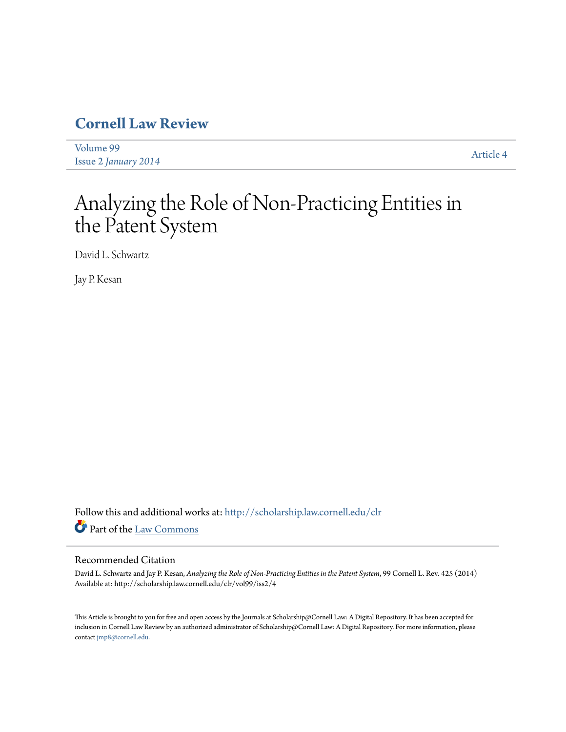# Cornell Law Review

Volume 99
Issue 2 *January 2014*

Article 4

# Analyzing the Role of Non-Practicing Entities in the Patent System

David L. Schwartz

Jay P. Kesan

Follow this and additional works at: http://scholarship.law.cornell.edu/clr

Part of the Law Commons

## Recommended Citation

David L. Schwartz and Jay P. Kesan, *Analyzing the Role of Non-Practicing Entities in the Patent System*, 99 Cornell L. Rev. 425 (2014)
Available at: http://scholarship.law.cornell.edu/clr/vol99/iss2/4

This Article is brought to you for free and open access by the Journals at Scholarship@Cornell Law: A Digital Repository. It has been accepted for inclusion in Cornell Law Review by an authorized administrator of Scholarship@Cornell Law: A Digital Repository. For more information, please contact jmp8@cornell.edu.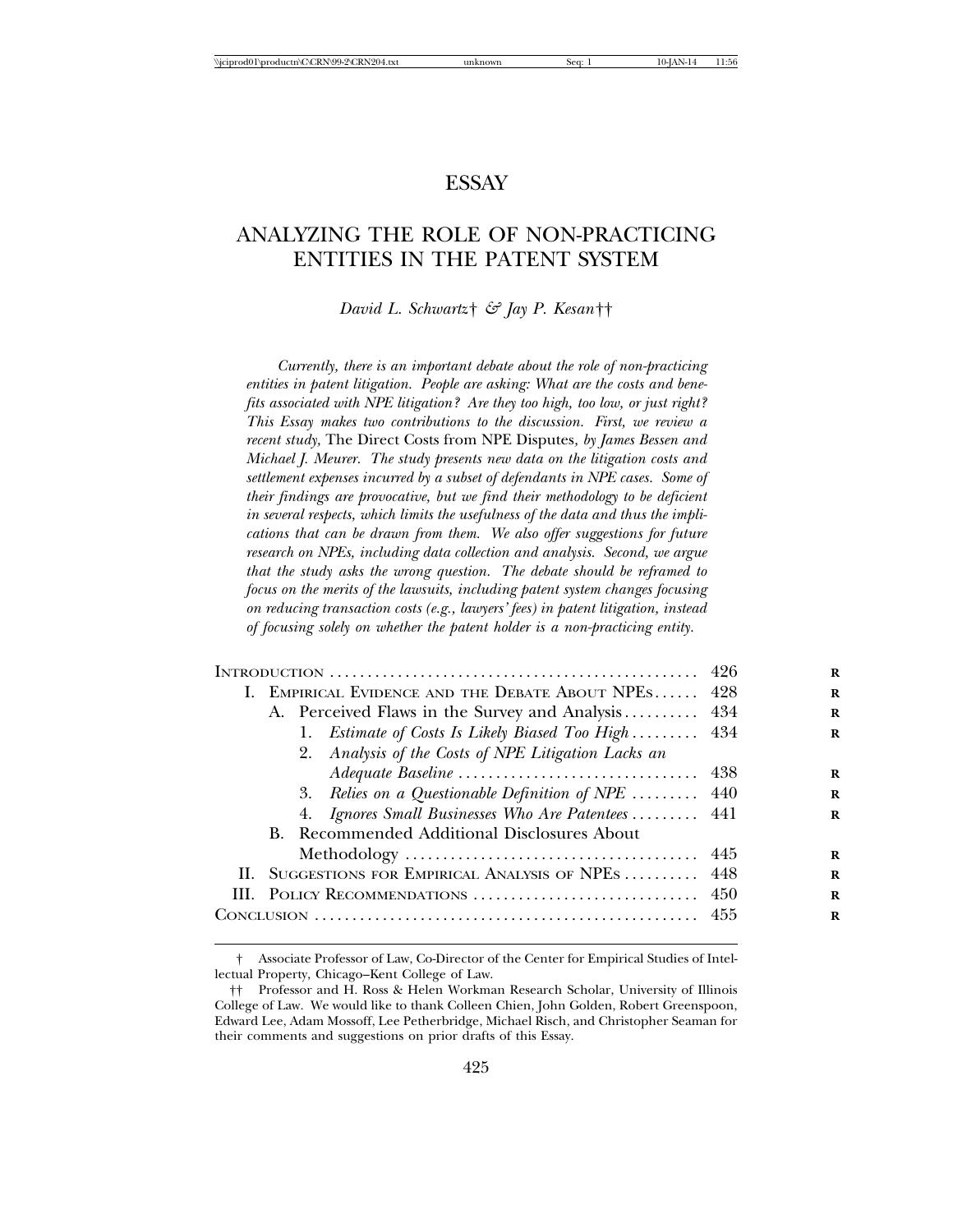# ESSAY

# ANALYZING THE ROLE OF NON-PRACTICING ENTITIES IN THE PATENT SYSTEM

*David L. Schwartz† & Jay P. Kesan††*

*Currently, there is an important debate about the role of non-practicing entities in patent litigation. People are asking: What are the costs and benefits associated with NPE litigation? Are they too high, too low, or just right? This Essay makes two contributions to the discussion. First, we review a recent study,* The Direct Costs from NPE Disputes*, by James Bessen and Michael J. Meurer. The study presents new data on the litigation costs and settlement expenses incurred by a subset of defendants in NPE cases. Some of their findings are provocative, but we find their methodology to be deficient in several respects, which limits the usefulness of the data and thus the implications that can be drawn from them. We also offer suggestions for future research on NPEs, including data collection and analysis. Second, we argue that the study asks the wrong question. The debate should be reframed to focus on the merits of the lawsuits, including patent system changes focusing on reducing transaction costs (e.g., lawyers' fees) in patent litigation, instead of focusing solely on whether the patent holder is a non-practicing entity.*

| | |
|---|---|
| INTRODUCTION | 426 |
| I. EMPIRICAL EVIDENCE AND THE DEBATE ABOUT NPEs | 428 |
| A. Perceived Flaws in the Survey and Analysis | 434 |
| 1. *Estimate of Costs Is Likely Biased Too High* | 434 |
| 2. *Analysis of the Costs of NPE Litigation Lacks an Adequate Baseline* | 438 |
| 3. *Relies on a Questionable Definition of NPE* | 440 |
| 4. *Ignores Small Businesses Who Are Patentees* | 441 |
| B. Recommended Additional Disclosures About Methodology | 445 |
| II. SUGGESTIONS FOR EMPIRICAL ANALYSIS OF NPEs | 448 |
| III. POLICY RECOMMENDATIONS | 450 |
| CONCLUSION | 455 |

† Associate Professor of Law, Co-Director of the Center for Empirical Studies of Intellectual Property, Chicago–Kent College of Law.

†† Professor and H. Ross & Helen Workman Research Scholar, University of Illinois College of Law. We would like to thank Colleen Chien, John Golden, Robert Greenspoon, Edward Lee, Adam Mossoff, Lee Petherbridge, Michael Risch, and Christopher Seaman for their comments and suggestions on prior drafts of this Essay.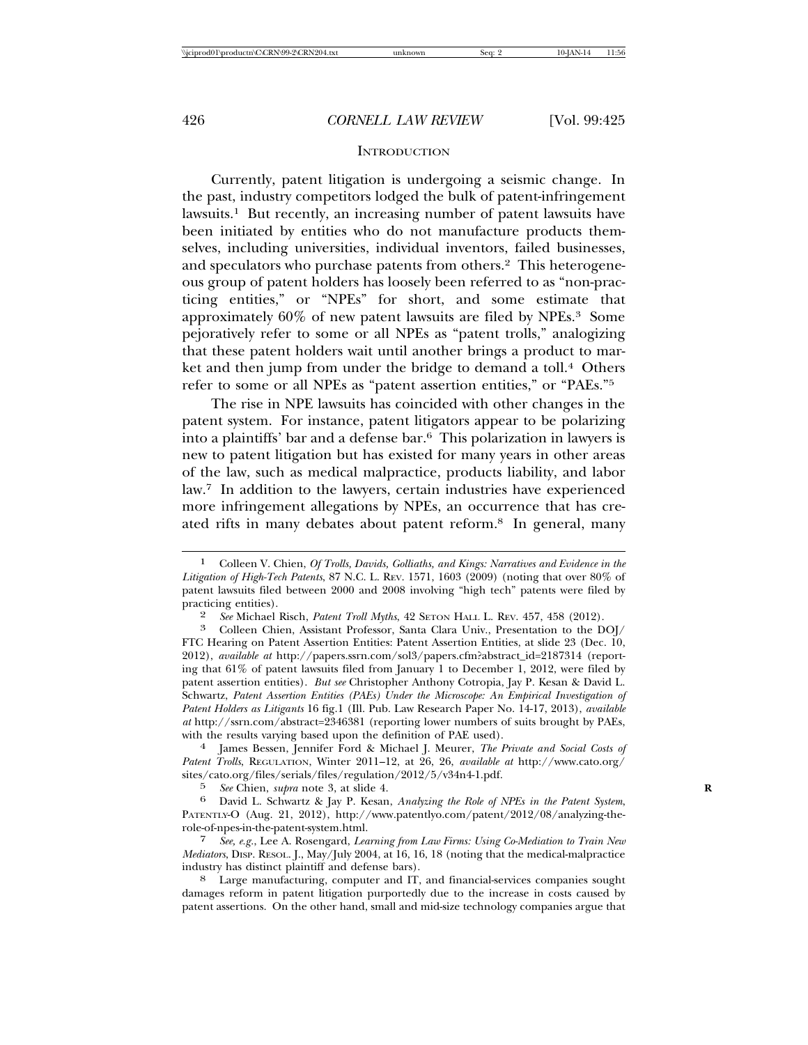## INTRODUCTION

Currently, patent litigation is undergoing a seismic change. In the past, industry competitors lodged the bulk of patent-infringement lawsuits.[1] But recently, an increasing number of patent lawsuits have been initiated by entities who do not manufacture products themselves, including universities, individual inventors, failed businesses, and speculators who purchase patents from others.[2] This heterogeneous group of patent holders has loosely been referred to as "non-practicing entities," or "NPEs" for short, and some estimate that approximately 60% of new patent lawsuits are filed by NPEs.[3] Some pejoratively refer to some or all NPEs as "patent trolls," analogizing that these patent holders wait until another brings a product to market and then jump from under the bridge to demand a toll.[4] Others refer to some or all NPEs as "patent assertion entities," or "PAEs."[5]

The rise in NPE lawsuits has coincided with other changes in the patent system. For instance, patent litigators appear to be polarizing into a plaintiffs' bar and a defense bar.[6] This polarization in lawyers is new to patent litigation but has existed for many years in other areas of the law, such as medical malpractice, products liability, and labor law.[7] In addition to the lawyers, certain industries have experienced more infringement allegations by NPEs, an occurrence that has created rifts in many debates about patent reform.[8] In general, many

---

[1] Colleen V. Chien, *Of Trolls, Davids, Golliaths, and Kings: Narratives and Evidence in the Litigation of High-Tech Patents*, 87 N.C. L. REV. 1571, 1603 (2009) (noting that over 80% of patent lawsuits filed between 2000 and 2008 involving "high tech" patents were filed by practicing entities).

[2] *See* Michael Risch, *Patent Troll Myths*, 42 SETON HALL L. REV. 457, 458 (2012).

[3] Colleen Chien, Assistant Professor, Santa Clara Univ., Presentation to the DOJ/FTC Hearing on Patent Assertion Entities: Patent Assertion Entities, at slide 23 (Dec. 10, 2012), *available at* http://papers.ssrn.com/sol3/papers.cfm?abstract_id=2187314 (reporting that 61% of patent lawsuits filed from January 1 to December 1, 2012, were filed by patent assertion entities). *But see* Christopher Anthony Cotropia, Jay P. Kesan & David L. Schwartz, *Patent Assertion Entities (PAEs) Under the Microscope: An Empirical Investigation of Patent Holders as Litigants* 16 fig.1 (Ill. Pub. Law Research Paper No. 14-17, 2013), *available at* http://ssrn.com/abstract=2346381 (reporting lower numbers of suits brought by PAEs, with the results varying based upon the definition of PAE used).

[4] James Bessen, Jennifer Ford & Michael J. Meurer, *The Private and Social Costs of Patent Trolls*, REGULATION, Winter 2011–12, at 26, 26, *available at* http://www.cato.org/sites/cato.org/files/serials/files/regulation/2012/5/v34n4-1.pdf.

[5] *See* Chien, *supra* note 3, at slide 4.

[6] David L. Schwartz & Jay P. Kesan, *Analyzing the Role of NPEs in the Patent System*, PATENTLY-O (Aug. 21, 2012), http://www.patentlyo.com/patent/2012/08/analyzing-the-role-of-npes-in-the-patent-system.html.

[7] *See, e.g.*, Lee A. Rosengard, *Learning from Law Firms: Using Co-Mediation to Train New Mediators*, DISP. RESOL. J., May/July 2004, at 16, 16, 18 (noting that the medical-malpractice industry has distinct plaintiff and defense bars).

[8] Large manufacturing, computer and IT, and financial-services companies sought damages reform in patent litigation purportedly due to the increase in costs caused by patent assertions. On the other hand, small and mid-size technology companies argue that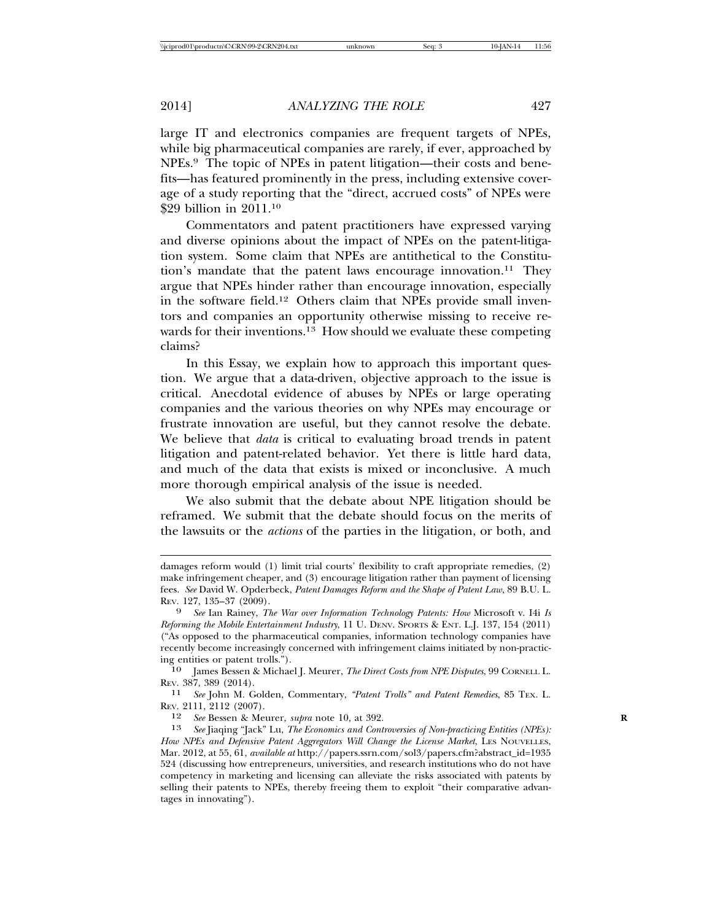large IT and electronics companies are frequent targets of NPEs, while big pharmaceutical companies are rarely, if ever, approached by NPEs.[9] The topic of NPEs in patent litigation—their costs and benefits—has featured prominently in the press, including extensive coverage of a study reporting that the "direct, accrued costs" of NPEs were $29 billion in 2011.[10]

Commentators and patent practitioners have expressed varying and diverse opinions about the impact of NPEs on the patent-litigation system. Some claim that NPEs are antithetical to the Constitution's mandate that the patent laws encourage innovation.[11] They argue that NPEs hinder rather than encourage innovation, especially in the software field.[12] Others claim that NPEs provide small inventors and companies an opportunity otherwise missing to receive rewards for their inventions.[13] How should we evaluate these competing claims?

In this Essay, we explain how to approach this important question. We argue that a data-driven, objective approach to the issue is critical. Anecdotal evidence of abuses by NPEs or large operating companies and the various theories on why NPEs may encourage or frustrate innovation are useful, but they cannot resolve the debate. We believe that *data* is critical to evaluating broad trends in patent litigation and patent-related behavior. Yet there is little hard data, and much of the data that exists is mixed or inconclusive. A much more thorough empirical analysis of the issue is needed.

We also submit that the debate about NPE litigation should be reframed. We submit that the debate should focus on the merits of the lawsuits or the *actions* of the parties in the litigation, or both, and

---

damages reform would (1) limit trial courts' flexibility to craft appropriate remedies, (2) make infringement cheaper, and (3) encourage litigation rather than payment of licensing fees. *See* David W. Opderbeck, *Patent Damages Reform and the Shape of Patent Law*, 89 B.U. L. REV. 127, 135–37 (2009).

[9] *See* Ian Rainey, *The War over Information Technology Patents: How* Microsoft v. I4i *Is Reforming the Mobile Entertainment Industry*, 11 U. DENV. SPORTS & ENT. L.J. 137, 154 (2011) ("As opposed to the pharmaceutical companies, information technology companies have recently become increasingly concerned with infringement claims initiated by non-practicing entities or patent trolls.").

[10] James Bessen & Michael J. Meurer, *The Direct Costs from NPE Disputes*, 99 CORNELL L. REV. 387, 389 (2014).

[11] *See* John M. Golden, Commentary, *"Patent Trolls" and Patent Remedies*, 85 TEX. L. REV. 2111, 2112 (2007).

[12] *See* Bessen & Meurer, *supra* note 10, at 392.

[13] *See* Jiaqing "Jack" Lu, *The Economics and Controversies of Non-practicing Entities (NPEs): How NPEs and Defensive Patent Aggregators Will Change the License Market*, LES NOUVELLES, Mar. 2012, at 55, 61, *available at* http://papers.ssrn.com/sol3/papers.cfm?abstract_id=1935524 (discussing how entrepreneurs, universities, and research institutions who do not have competency in marketing and licensing can alleviate the risks associated with patents by selling their patents to NPEs, thereby freeing them to exploit "their comparative advantages in innovating").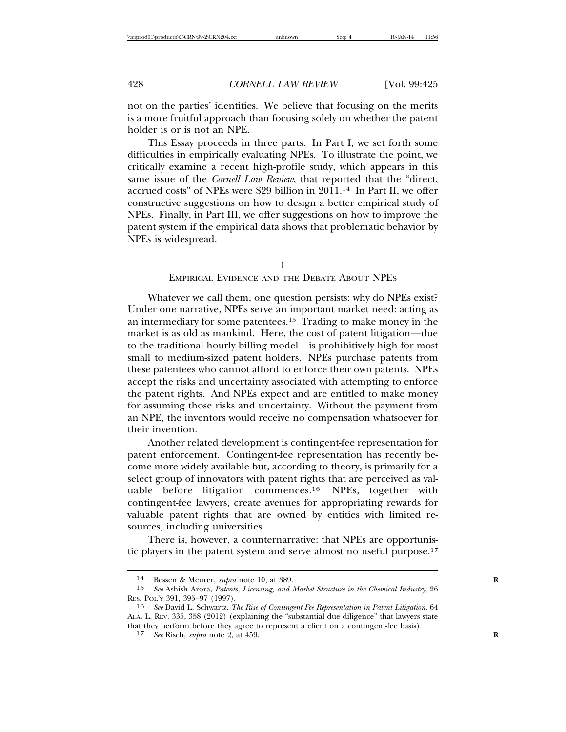not on the parties' identities. We believe that focusing on the merits is a more fruitful approach than focusing solely on whether the patent holder is or is not an NPE.

This Essay proceeds in three parts. In Part I, we set forth some difficulties in empirically evaluating NPEs. To illustrate the point, we critically examine a recent high-profile study, which appears in this same issue of the *Cornell Law Review*, that reported that the "direct, accrued costs" of NPEs were $29 billion in 2011.[14] In Part II, we offer constructive suggestions on how to design a better empirical study of NPEs. Finally, in Part III, we offer suggestions on how to improve the patent system if the empirical data shows that problematic behavior by NPEs is widespread.

# I
## Empirical Evidence and the Debate About NPEs

Whatever we call them, one question persists: why do NPEs exist? Under one narrative, NPEs serve an important market need: acting as an intermediary for some patentees.[15] Trading to make money in the market is as old as mankind. Here, the cost of patent litigation—due to the traditional hourly billing model—is prohibitively high for most small to medium-sized patent holders. NPEs purchase patents from these patentees who cannot afford to enforce their own patents. NPEs accept the risks and uncertainty associated with attempting to enforce the patent rights. And NPEs expect and are entitled to make money for assuming those risks and uncertainty. Without the payment from an NPE, the inventors would receive no compensation whatsoever for their invention.

Another related development is contingent-fee representation for patent enforcement. Contingent-fee representation has recently become more widely available but, according to theory, is primarily for a select group of innovators with patent rights that are perceived as valuable before litigation commences.[16] NPEs, together with contingent-fee lawyers, create avenues for appropriating rewards for valuable patent rights that are owned by entities with limited resources, including universities.

There is, however, a counternarrative: that NPEs are opportunistic players in the patent system and serve almost no useful purpose.[17]

---

14 Bessen & Meurer, *supra* note 10, at 389.

15 *See* Ashish Arora, *Patents, Licensing, and Market Structure in the Chemical Industry*, 26 Res. Pol'y 391, 395–97 (1997).

16 *See* David L. Schwartz, *The Rise of Contingent Fee Representation in Patent Litigation*, 64 Ala. L. Rev. 335, 358 (2012) (explaining the "substantial due diligence" that lawyers state that they perform before they agree to represent a client on a contingent-fee basis).

17 *See* Risch, *supra* note 2, at 459.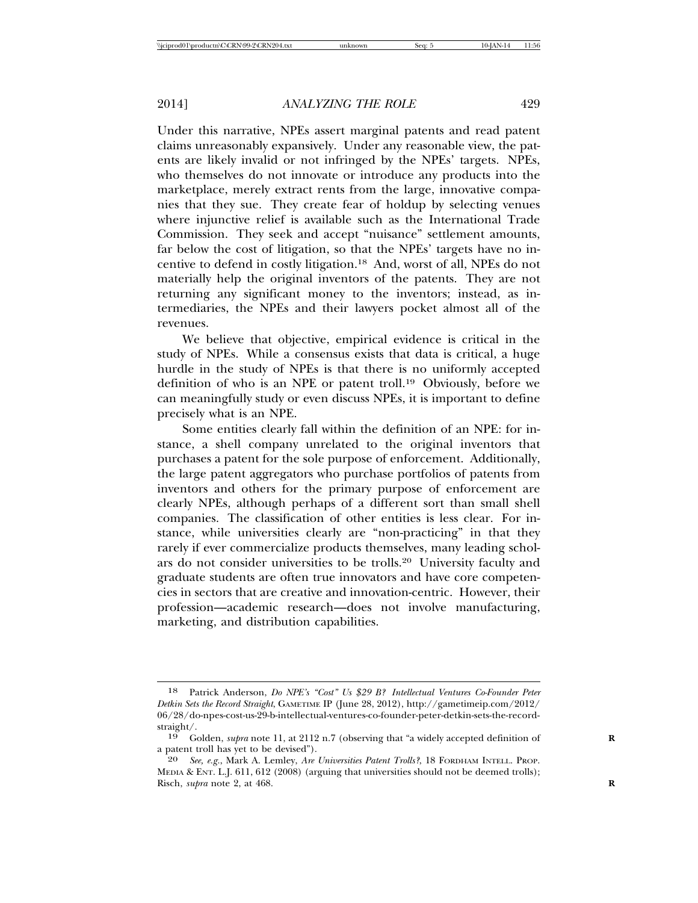Under this narrative, NPEs assert marginal patents and read patent claims unreasonably expansively. Under any reasonable view, the patents are likely invalid or not infringed by the NPEs' targets. NPEs, who themselves do not innovate or introduce any products into the marketplace, merely extract rents from the large, innovative companies that they sue. They create fear of holdup by selecting venues where injunctive relief is available such as the International Trade Commission. They seek and accept "nuisance" settlement amounts, far below the cost of litigation, so that the NPEs' targets have no incentive to defend in costly litigation.[18] And, worst of all, NPEs do not materially help the original inventors of the patents. They are not returning any significant money to the inventors; instead, as intermediaries, the NPEs and their lawyers pocket almost all of the revenues.

We believe that objective, empirical evidence is critical in the study of NPEs. While a consensus exists that data is critical, a huge hurdle in the study of NPEs is that there is no uniformly accepted definition of who is an NPE or patent troll.[19] Obviously, before we can meaningfully study or even discuss NPEs, it is important to define precisely what is an NPE.

Some entities clearly fall within the definition of an NPE: for instance, a shell company unrelated to the original inventors that purchases a patent for the sole purpose of enforcement. Additionally, the large patent aggregators who purchase portfolios of patents from inventors and others for the primary purpose of enforcement are clearly NPEs, although perhaps of a different sort than small shell companies. The classification of other entities is less clear. For instance, while universities clearly are "non-practicing" in that they rarely if ever commercialize products themselves, many leading scholars do not consider universities to be trolls.[20] University faculty and graduate students are often true innovators and have core competencies in sectors that are creative and innovation-centric. However, their profession—academic research—does not involve manufacturing, marketing, and distribution capabilities.

---

18 Patrick Anderson, *Do NPE's "Cost" Us $29 B? Intellectual Ventures Co-Founder Peter Detkin Sets the Record Straight*, GAMETIME IP (June 28, 2012), http://gametimeip.com/2012/06/28/do-npes-cost-us-29-b-intellectual-ventures-co-founder-peter-detkin-sets-the-record-straight/.

19 Golden, *supra* note 11, at 2112 n.7 (observing that "a widely accepted definition of a patent troll has yet to be devised").

20 *See, e.g.*, Mark A. Lemley, *Are Universities Patent Trolls?*, 18 FORDHAM INTELL. PROP. MEDIA & ENT. L.J. 611, 612 (2008) (arguing that universities should not be deemed trolls); Risch, *supra* note 2, at 468.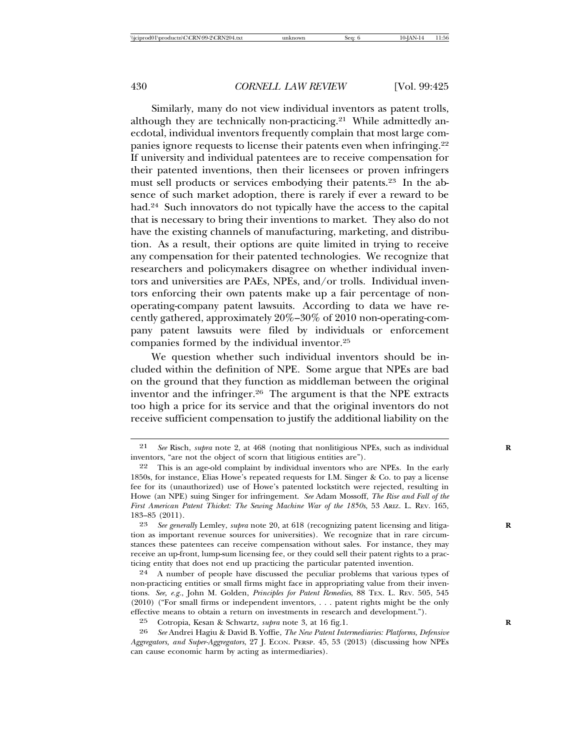Similarly, many do not view individual inventors as patent trolls, although they are technically non-practicing.[21] While admittedly anecdotal, individual inventors frequently complain that most large companies ignore requests to license their patents even when infringing.[22] If university and individual patentees are to receive compensation for their patented inventions, then their licensees or proven infringers must sell products or services embodying their patents.[23] In the absence of such market adoption, there is rarely if ever a reward to be had.[24] Such innovators do not typically have the access to the capital that is necessary to bring their inventions to market. They also do not have the existing channels of manufacturing, marketing, and distribution. As a result, their options are quite limited in trying to receive any compensation for their patented technologies. We recognize that researchers and policymakers disagree on whether individual inventors and universities are PAEs, NPEs, and/or trolls. Individual inventors enforcing their own patents make up a fair percentage of non-operating-company patent lawsuits. According to data we have recently gathered, approximately 20%–30% of 2010 non-operating-company patent lawsuits were filed by individuals or enforcement companies formed by the individual inventor.[25]

We question whether such individual inventors should be included within the definition of NPE. Some argue that NPEs are bad on the ground that they function as middleman between the original inventor and the infringer.[26] The argument is that the NPE extracts too high a price for its service and that the original inventors do not receive sufficient compensation to justify the additional liability on the

---

21 *See* Risch, *supra* note 2, at 468 (noting that nonlitigious NPEs, such as individual inventors, "are not the object of scorn that litigious entities are").

22 This is an age-old complaint by individual inventors who are NPEs. In the early 1850s, for instance, Elias Howe's repeated requests for I.M. Singer & Co. to pay a license fee for its (unauthorized) use of Howe's patented lockstitch were rejected, resulting in Howe (an NPE) suing Singer for infringement. *See* Adam Mossoff, *The Rise and Fall of the First American Patent Thicket: The Sewing Machine War of the 1850s*, 53 ARIZ. L. REV. 165, 183–85 (2011).

23 *See generally* Lemley, *supra* note 20, at 618 (recognizing patent licensing and litigation as important revenue sources for universities). We recognize that in rare circumstances these patentees can receive compensation without sales. For instance, they may receive an up-front, lump-sum licensing fee, or they could sell their patent rights to a practicing entity that does not end up practicing the particular patented invention.

24 A number of people have discussed the peculiar problems that various types of non-practicing entities or small firms might face in appropriating value from their inventions. *See, e.g.*, John M. Golden, *Principles for Patent Remedies*, 88 TEX. L. REV. 505, 545 (2010) ("For small firms or independent inventors, . . . patent rights might be the only effective means to obtain a return on investments in research and development.").

25 Cotropia, Kesan & Schwartz, *supra* note 3, at 16 fig.1.

26 *See* Andrei Hagiu & David B. Yoffie, *The New Patent Intermediaries: Platforms, Defensive Aggregators, and Super-Aggregators*, 27 J. ECON. PERSP. 45, 53 (2013) (discussing how NPEs can cause economic harm by acting as intermediaries).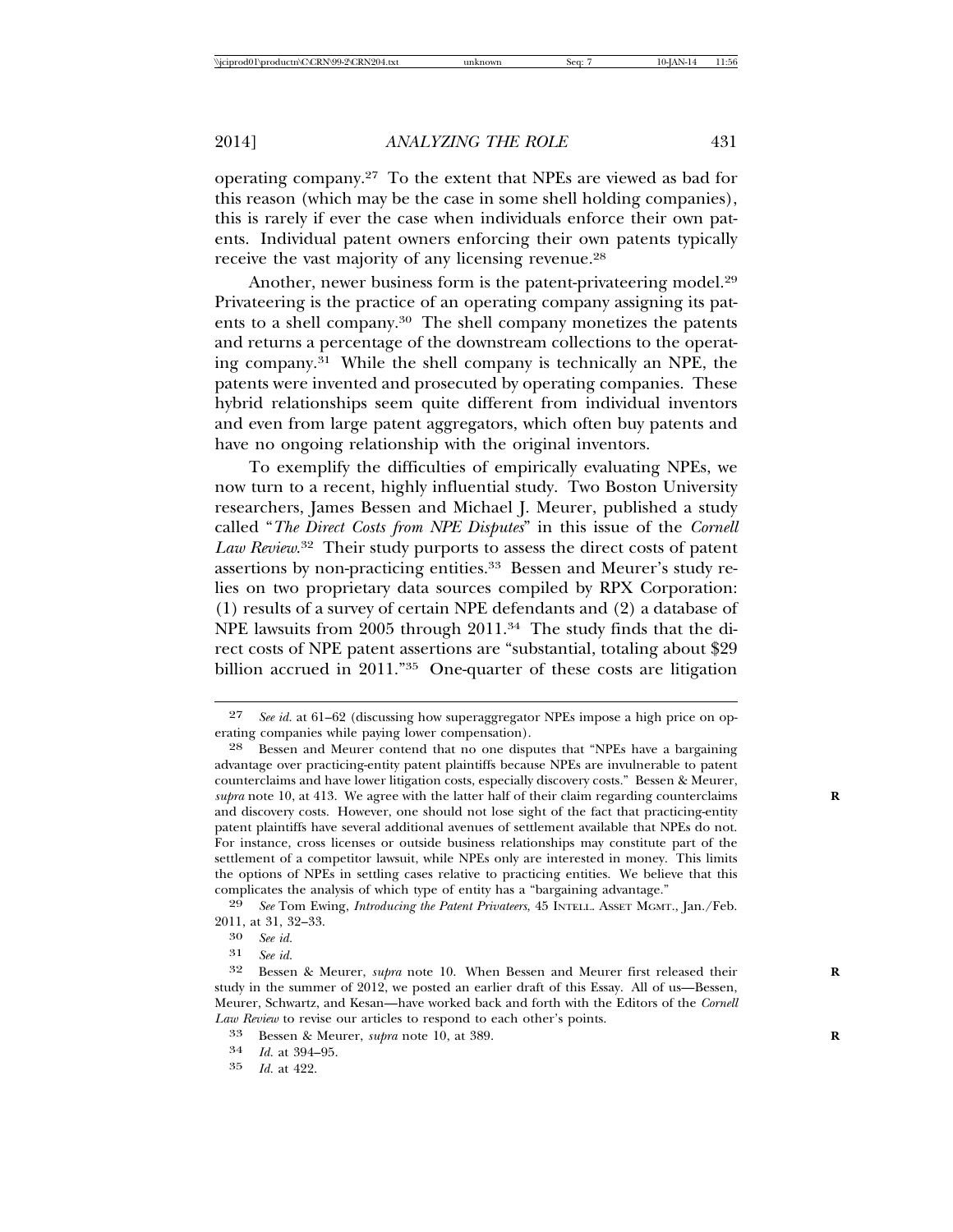operating company.[27] To the extent that NPEs are viewed as bad for this reason (which may be the case in some shell holding companies), this is rarely if ever the case when individuals enforce their own patents. Individual patent owners enforcing their own patents typically receive the vast majority of any licensing revenue.[28]

Another, newer business form is the patent-privateering model.[29] Privateering is the practice of an operating company assigning its patents to a shell company.[30] The shell company monetizes the patents and returns a percentage of the downstream collections to the operating company.[31] While the shell company is technically an NPE, the patents were invented and prosecuted by operating companies. These hybrid relationships seem quite different from individual inventors and even from large patent aggregators, which often buy patents and have no ongoing relationship with the original inventors.

To exemplify the difficulties of empirically evaluating NPEs, we now turn to a recent, highly influential study. Two Boston University researchers, James Bessen and Michael J. Meurer, published a study called "*The Direct Costs from NPE Disputes*" in this issue of the *Cornell Law Review*.[32] Their study purports to assess the direct costs of patent assertions by non-practicing entities.[33] Bessen and Meurer's study relies on two proprietary data sources compiled by RPX Corporation: (1) results of a survey of certain NPE defendants and (2) a database of NPE lawsuits from 2005 through 2011.[34] The study finds that the direct costs of NPE patent assertions are "substantial, totaling about $29 billion accrued in 2011."[35] One-quarter of these costs are litigation

---

27 *See id.* at 61–62 (discussing how superaggregator NPEs impose a high price on operating companies while paying lower compensation).

28 Bessen and Meurer contend that no one disputes that "NPEs have a bargaining advantage over practicing-entity patent plaintiffs because NPEs are invulnerable to patent counterclaims and have lower litigation costs, especially discovery costs." Bessen & Meurer, *supra* note 10, at 413. We agree with the latter half of their claim regarding counterclaims and discovery costs. However, one should not lose sight of the fact that practicing-entity patent plaintiffs have several additional avenues of settlement available that NPEs do not. For instance, cross licenses or outside business relationships may constitute part of the settlement of a competitor lawsuit, while NPEs only are interested in money. This limits the options of NPEs in settling cases relative to practicing entities. We believe that this complicates the analysis of which type of entity has a "bargaining advantage."

29 *See* Tom Ewing, *Introducing the Patent Privateers*, 45 INTELL. ASSET MGMT., Jan./Feb. 2011, at 31, 32–33.

30 *See id.*

31 *See id.*

32 Bessen & Meurer, *supra* note 10. When Bessen and Meurer first released their study in the summer of 2012, we posted an earlier draft of this Essay. All of us—Bessen, Meurer, Schwartz, and Kesan—have worked back and forth with the Editors of the *Cornell Law Review* to revise our articles to respond to each other's points.

33 Bessen & Meurer, *supra* note 10, at 389.

34 *Id.* at 394–95.

35 *Id.* at 422.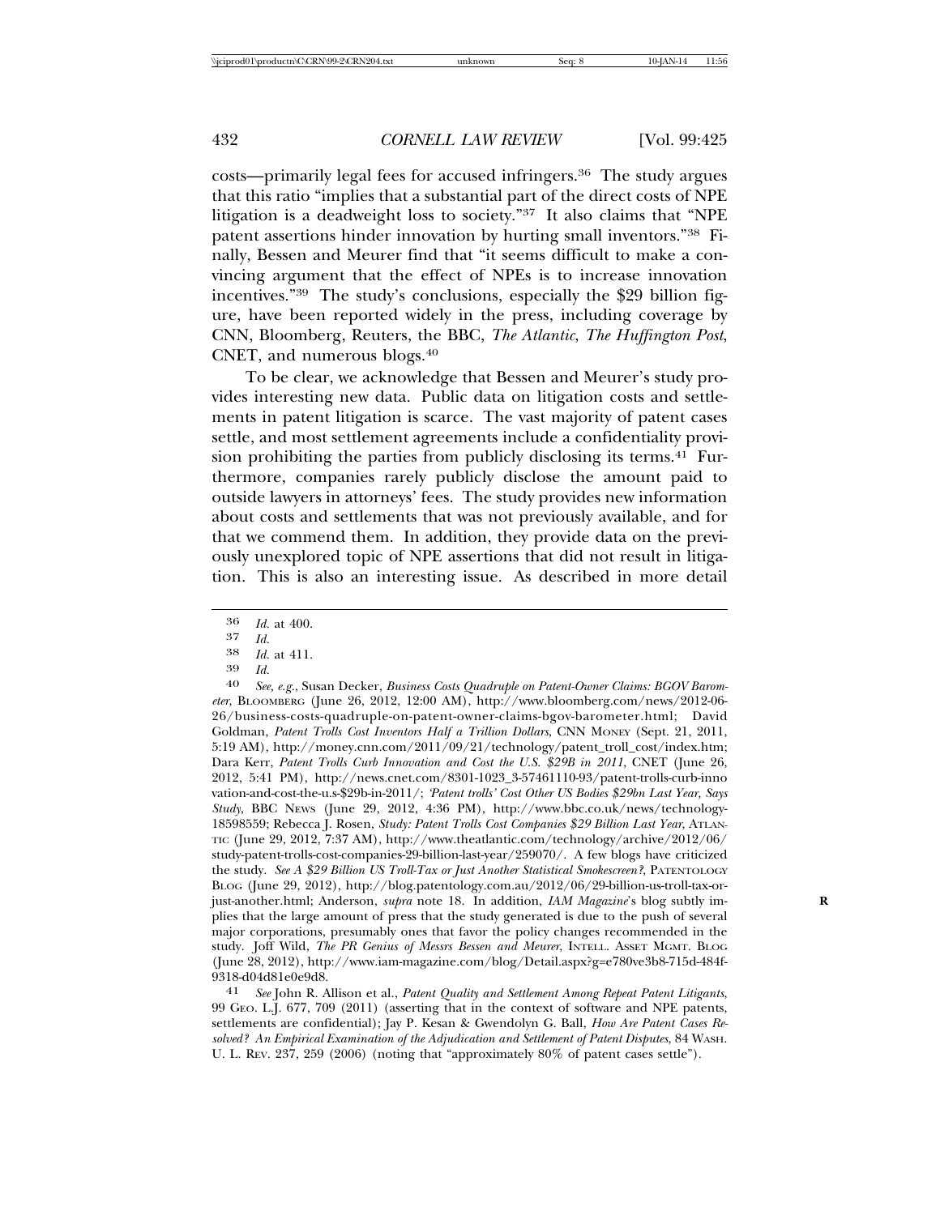costs—primarily legal fees for accused infringers.[36] The study argues that this ratio "implies that a substantial part of the direct costs of NPE litigation is a deadweight loss to society."[37] It also claims that "NPE patent assertions hinder innovation by hurting small inventors."[38] Finally, Bessen and Meurer find that "it seems difficult to make a convincing argument that the effect of NPEs is to increase innovation incentives."[39] The study's conclusions, especially the $29 billion figure, have been reported widely in the press, including coverage by CNN, Bloomberg, Reuters, the BBC, *The Atlantic*, *The Huffington Post*, CNET, and numerous blogs.[40]

To be clear, we acknowledge that Bessen and Meurer's study provides interesting new data. Public data on litigation costs and settlements in patent litigation is scarce. The vast majority of patent cases settle, and most settlement agreements include a confidentiality provision prohibiting the parties from publicly disclosing its terms.[41] Furthermore, companies rarely publicly disclose the amount paid to outside lawyers in attorneys' fees. The study provides new information about costs and settlements that was not previously available, and for that we commend them. In addition, they provide data on the previously unexplored topic of NPE assertions that did not result in litigation. This is also an interesting issue. As described in more detail

---

36 *Id.* at 400.

37 *Id.*

38 *Id.* at 411.

39 *Id.*

40 *See, e.g.*, Susan Decker, *Business Costs Quadruple on Patent-Owner Claims: BGOV Barometer*, BLOOMBERG (June 26, 2012, 12:00 AM), http://www.bloomberg.com/news/2012-06-26/business-costs-quadruple-on-patent-owner-claims-bgov-barometer.html; David Goldman, *Patent Trolls Cost Inventors Half a Trillion Dollars*, CNN MONEY (Sept. 21, 2011, 5:19 AM), http://money.cnn.com/2011/09/21/technology/patent_troll_cost/index.htm; Dara Kerr, *Patent Trolls Curb Innovation and Cost the U.S. $29B in 2011*, CNET (June 26, 2012, 5:41 PM), http://news.cnet.com/8301-1023_3-57461110-93/patent-trolls-curb-innovation-and-cost-the-u.s-$29b-in-2011/; *'Patent trolls' Cost Other US Bodies $29bn Last Year, Says Study*, BBC NEWS (June 29, 2012, 4:36 PM), http://www.bbc.co.uk/news/technology-18598559; Rebecca J. Rosen, *Study: Patent Trolls Cost Companies $29 Billion Last Year*, ATLANTIC (June 29, 2012, 7:37 AM), http://www.theatlantic.com/technology/archive/2012/06/study-patent-trolls-cost-companies-29-billion-last-year/259070/. A few blogs have criticized the study. *See A $29 Billion US Troll-Tax or Just Another Statistical Smokescreen?*, PATENTOLOGY BLOG (June 29, 2012), http://blog.patentology.com.au/2012/06/29-billion-us-troll-tax-or-just-another.html; Anderson, *supra* note 18. In addition, *IAM Magazine*'s blog subtly implies that the large amount of press that the study generated is due to the push of several major corporations, presumably ones that favor the policy changes recommended in the study. Joff Wild, *The PR Genius of Messrs Bessen and Meurer*, INTELL. ASSET MGMT. BLOG (June 28, 2012), http://www.iam-magazine.com/blog/Detail.aspx?g=e780ve3b8-715d-484f-9318-d04d81e0e9d8.

41 *See* John R. Allison et al., *Patent Quality and Settlement Among Repeat Patent Litigants*, 99 GEO. L.J. 677, 709 (2011) (asserting that in the context of software and NPE patents, settlements are confidential); Jay P. Kesan & Gwendolyn G. Ball, *How Are Patent Cases Resolved? An Empirical Examination of the Adjudication and Settlement of Patent Disputes*, 84 WASH. U. L. REV. 237, 259 (2006) (noting that "approximately 80% of patent cases settle").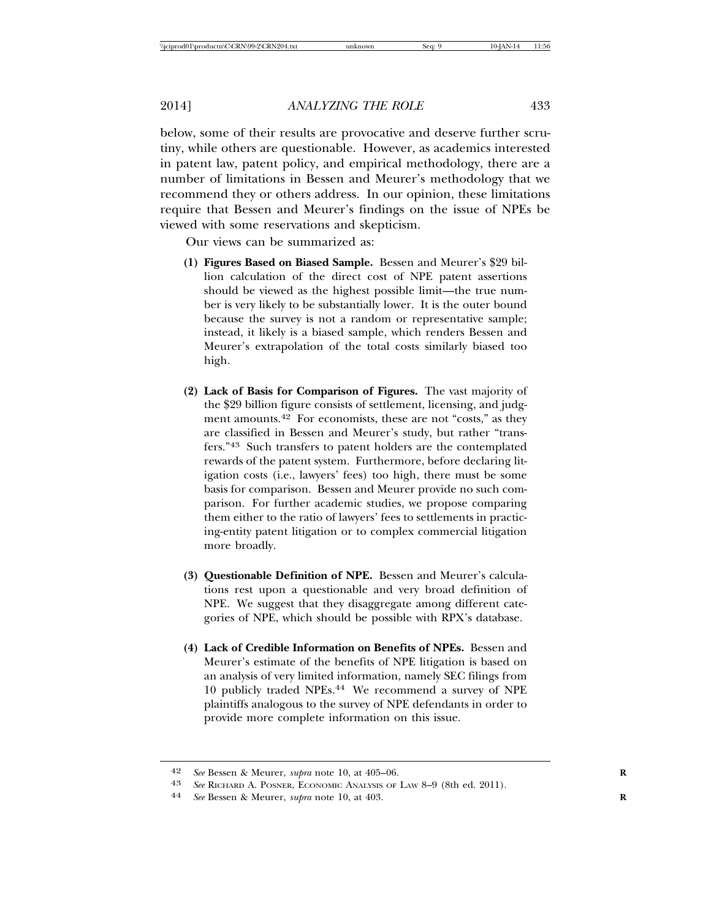below, some of their results are provocative and deserve further scrutiny, while others are questionable. However, as academics interested in patent law, patent policy, and empirical methodology, there are a number of limitations in Bessen and Meurer's methodology that we recommend they or others address. In our opinion, these limitations require that Bessen and Meurer's findings on the issue of NPEs be viewed with some reservations and skepticism.

Our views can be summarized as:

(1) **Figures Based on Biased Sample.** Bessen and Meurer's $29 billion calculation of the direct cost of NPE patent assertions should be viewed as the highest possible limit—the true number is very likely to be substantially lower. It is the outer bound because the survey is not a random or representative sample; instead, it likely is a biased sample, which renders Bessen and Meurer's extrapolation of the total costs similarly biased too high.

(2) **Lack of Basis for Comparison of Figures.** The vast majority of the $29 billion figure consists of settlement, licensing, and judgment amounts.[42] For economists, these are not "costs," as they are classified in Bessen and Meurer's study, but rather "transfers."[43] Such transfers to patent holders are the contemplated rewards of the patent system. Furthermore, before declaring litigation costs (i.e., lawyers' fees) too high, there must be some basis for comparison. Bessen and Meurer provide no such comparison. For further academic studies, we propose comparing them either to the ratio of lawyers' fees to settlements in practicing-entity patent litigation or to complex commercial litigation more broadly.

(3) **Questionable Definition of NPE.** Bessen and Meurer's calculations rest upon a questionable and very broad definition of NPE. We suggest that they disaggregate among different categories of NPE, which should be possible with RPX's database.

(4) **Lack of Credible Information on Benefits of NPEs.** Bessen and Meurer's estimate of the benefits of NPE litigation is based on an analysis of very limited information, namely SEC filings from 10 publicly traded NPEs.[44] We recommend a survey of NPE plaintiffs analogous to the survey of NPE defendants in order to provide more complete information on this issue.

---

42 *See* Bessen & Meurer, *supra* note 10, at 405–06.

43 *See* Richard A. Posner, Economic Analysis of Law 8–9 (8th ed. 2011).

44 *See* Bessen & Meurer, *supra* note 10, at 403.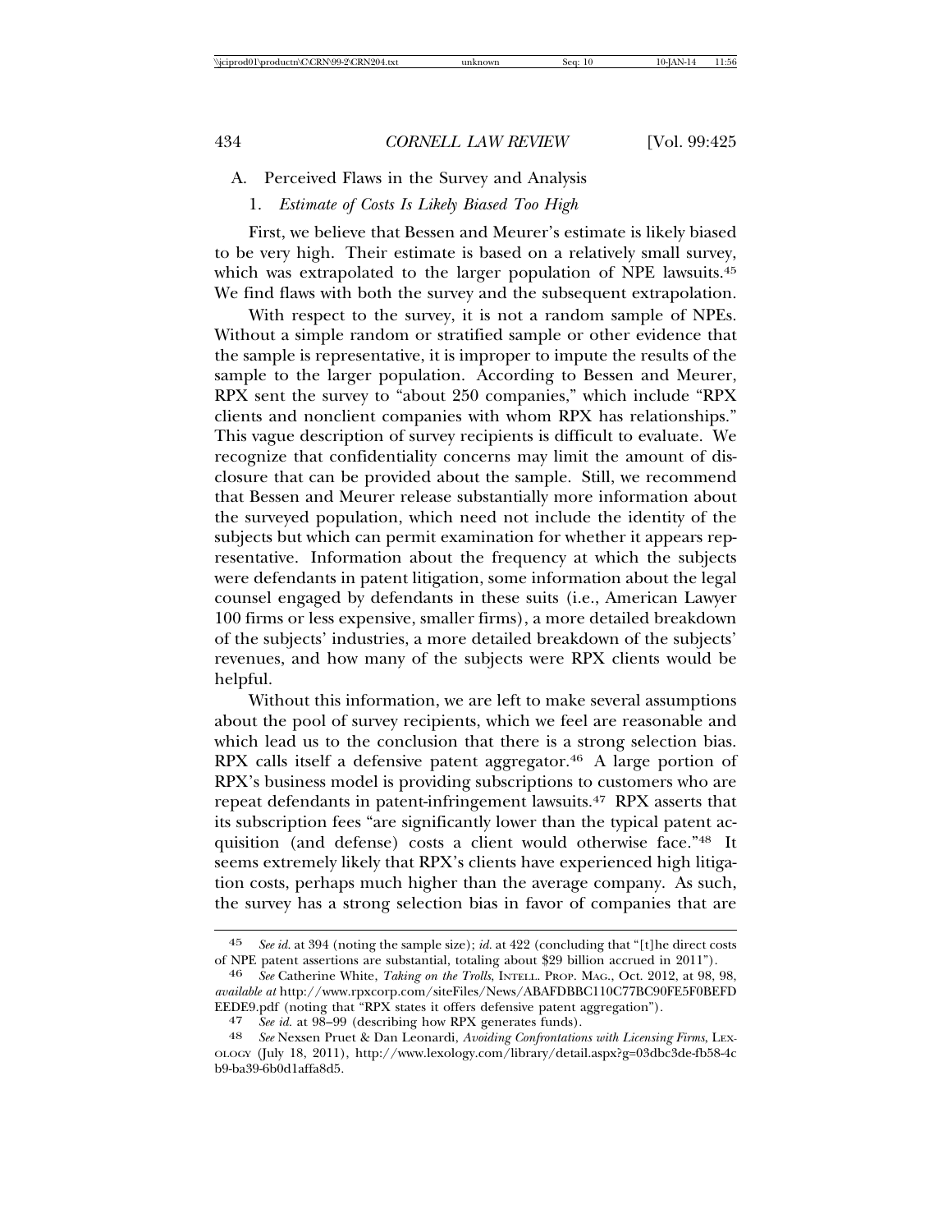## A. Perceived Flaws in the Survey and Analysis

### 1. *Estimate of Costs Is Likely Biased Too High*

First, we believe that Bessen and Meurer's estimate is likely biased to be very high. Their estimate is based on a relatively small survey, which was extrapolated to the larger population of NPE lawsuits.[45] We find flaws with both the survey and the subsequent extrapolation.

With respect to the survey, it is not a random sample of NPEs. Without a simple random or stratified sample or other evidence that the sample is representative, it is improper to impute the results of the sample to the larger population. According to Bessen and Meurer, RPX sent the survey to "about 250 companies," which include "RPX clients and nonclient companies with whom RPX has relationships." This vague description of survey recipients is difficult to evaluate. We recognize that confidentiality concerns may limit the amount of disclosure that can be provided about the sample. Still, we recommend that Bessen and Meurer release substantially more information about the surveyed population, which need not include the identity of the subjects but which can permit examination for whether it appears representative. Information about the frequency at which the subjects were defendants in patent litigation, some information about the legal counsel engaged by defendants in these suits (i.e., American Lawyer 100 firms or less expensive, smaller firms), a more detailed breakdown of the subjects' industries, a more detailed breakdown of the subjects' revenues, and how many of the subjects were RPX clients would be helpful.

Without this information, we are left to make several assumptions about the pool of survey recipients, which we feel are reasonable and which lead us to the conclusion that there is a strong selection bias. RPX calls itself a defensive patent aggregator.[46] A large portion of RPX's business model is providing subscriptions to customers who are repeat defendants in patent-infringement lawsuits.[47] RPX asserts that its subscription fees "are significantly lower than the typical patent acquisition (and defense) costs a client would otherwise face."[48] It seems extremely likely that RPX's clients have experienced high litigation costs, perhaps much higher than the average company. As such, the survey has a strong selection bias in favor of companies that are

---

45 *See id.* at 394 (noting the sample size); *id.* at 422 (concluding that "[t]he direct costs of NPE patent assertions are substantial, totaling about $29 billion accrued in 2011").

46 *See* Catherine White, *Taking on the Trolls*, INTELL. PROP. MAG., Oct. 2012, at 98, 98, *available at* http://www.rpxcorp.com/siteFiles/News/ABAFDBBC110C77BC90FE5F0BEFDEEDE9.pdf (noting that "RPX states it offers defensive patent aggregation").

47 *See id.* at 98–99 (describing how RPX generates funds).

48 *See* Nexsen Pruet & Dan Leonardi, *Avoiding Confrontations with Licensing Firms*, LEXOLOGY (July 18, 2011), http://www.lexology.com/library/detail.aspx?g=03dbc3de-fb58-4cb9-ba39-6b0d1affa8d5.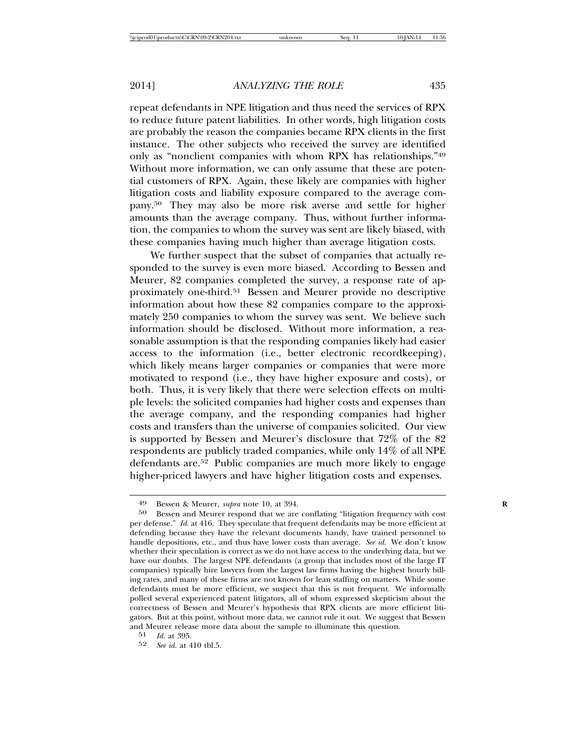repeat defendants in NPE litigation and thus need the services of RPX to reduce future patent liabilities. In other words, high litigation costs are probably the reason the companies became RPX clients in the first instance. The other subjects who received the survey are identified only as "nonclient companies with whom RPX has relationships."[49] Without more information, we can only assume that these are potential customers of RPX. Again, these likely are companies with higher litigation costs and liability exposure compared to the average company.[50] They may also be more risk averse and settle for higher amounts than the average company. Thus, without further information, the companies to whom the survey was sent are likely biased, with these companies having much higher than average litigation costs.

We further suspect that the subset of companies that actually responded to the survey is even more biased. According to Bessen and Meurer, 82 companies completed the survey, a response rate of approximately one-third.[51] Bessen and Meurer provide no descriptive information about how these 82 companies compare to the approximately 250 companies to whom the survey was sent. We believe such information should be disclosed. Without more information, a reasonable assumption is that the responding companies likely had easier access to the information (i.e., better electronic recordkeeping), which likely means larger companies or companies that were more motivated to respond (i.e., they have higher exposure and costs), or both. Thus, it is very likely that there were selection effects on multiple levels: the solicited companies had higher costs and expenses than the average company, and the responding companies had higher costs and transfers than the universe of companies solicited. Our view is supported by Bessen and Meurer's disclosure that 72% of the 82 respondents are publicly traded companies, while only 14% of all NPE defendants are.[52] Public companies are much more likely to engage higher-priced lawyers and have higher litigation costs and expenses.

---

49 Bessen & Meurer, *supra* note 10, at 394.

50 Bessen and Meurer respond that we are conflating "litigation frequency with cost per defense." *Id.* at 416. They speculate that frequent defendants may be more efficient at defending because they have the relevant documents handy, have trained personnel to handle depositions, etc., and thus have lower costs than average. *See id.* We don't know whether their speculation is correct as we do not have access to the underlying data, but we have our doubts. The largest NPE defendants (a group that includes most of the large IT companies) typically hire lawyers from the largest law firms having the highest hourly billing rates, and many of these firms are not known for lean staffing on matters. While some defendants must be more efficient, we suspect that this is not frequent. We informally polled several experienced patent litigators, all of whom expressed skepticism about the correctness of Bessen and Meurer's hypothesis that RPX clients are more efficient litigators. But at this point, without more data, we cannot rule it out. We suggest that Bessen and Meurer release more data about the sample to illuminate this question.

51 *Id.* at 395.

52 *See id.* at 410 tbl.5.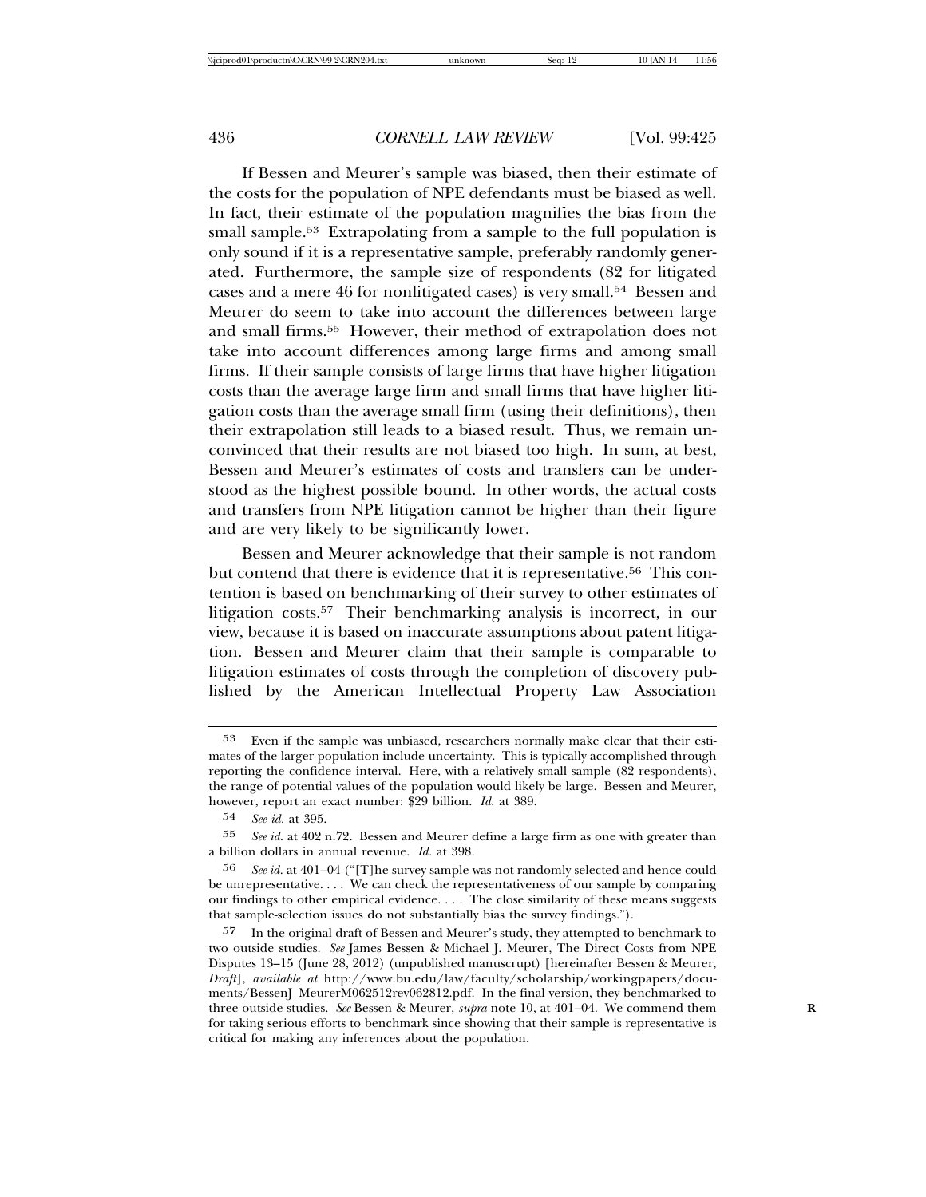If Bessen and Meurer's sample was biased, then their estimate of the costs for the population of NPE defendants must be biased as well. In fact, their estimate of the population magnifies the bias from the small sample.[53] Extrapolating from a sample to the full population is only sound if it is a representative sample, preferably randomly generated. Furthermore, the sample size of respondents (82 for litigated cases and a mere 46 for nonlitigated cases) is very small.[54] Bessen and Meurer do seem to take into account the differences between large and small firms.[55] However, their method of extrapolation does not take into account differences among large firms and among small firms. If their sample consists of large firms that have higher litigation costs than the average large firm and small firms that have higher litigation costs than the average small firm (using their definitions), then their extrapolation still leads to a biased result. Thus, we remain unconvinced that their results are not biased too high. In sum, at best, Bessen and Meurer's estimates of costs and transfers can be understood as the highest possible bound. In other words, the actual costs and transfers from NPE litigation cannot be higher than their figure and are very likely to be significantly lower.

Bessen and Meurer acknowledge that their sample is not random but contend that there is evidence that it is representative.[56] This contention is based on benchmarking of their survey to other estimates of litigation costs.[57] Their benchmarking analysis is incorrect, in our view, because it is based on inaccurate assumptions about patent litigation. Bessen and Meurer claim that their sample is comparable to litigation estimates of costs through the completion of discovery published by the American Intellectual Property Law Association

---

53 Even if the sample was unbiased, researchers normally make clear that their estimates of the larger population include uncertainty. This is typically accomplished through reporting the confidence interval. Here, with a relatively small sample (82 respondents), the range of potential values of the population would likely be large. Bessen and Meurer, however, report an exact number: $29 billion. *Id.* at 389.

54 *See id.* at 395.

55 *See id.* at 402 n.72. Bessen and Meurer define a large firm as one with greater than a billion dollars in annual revenue. *Id.* at 398.

56 *See id.* at 401–04 ("[T]he survey sample was not randomly selected and hence could be unrepresentative. . . . We can check the representativeness of our sample by comparing our findings to other empirical evidence. . . . The close similarity of these means suggests that sample-selection issues do not substantially bias the survey findings.").

57 In the original draft of Bessen and Meurer's study, they attempted to benchmark to two outside studies. *See* James Bessen & Michael J. Meurer, The Direct Costs from NPE Disputes 13–15 (June 28, 2012) (unpublished manuscript) [hereinafter Bessen & Meurer, *Draft*], *available at* http://www.bu.edu/law/faculty/scholarship/workingpapers/documents/BessenJ_MeurerM062512rev062812.pdf. In the final version, they benchmarked to three outside studies. *See* Bessen & Meurer, *supra* note 10, at 401–04. We commend them for taking serious efforts to benchmark since showing that their sample is representative is critical for making any inferences about the population.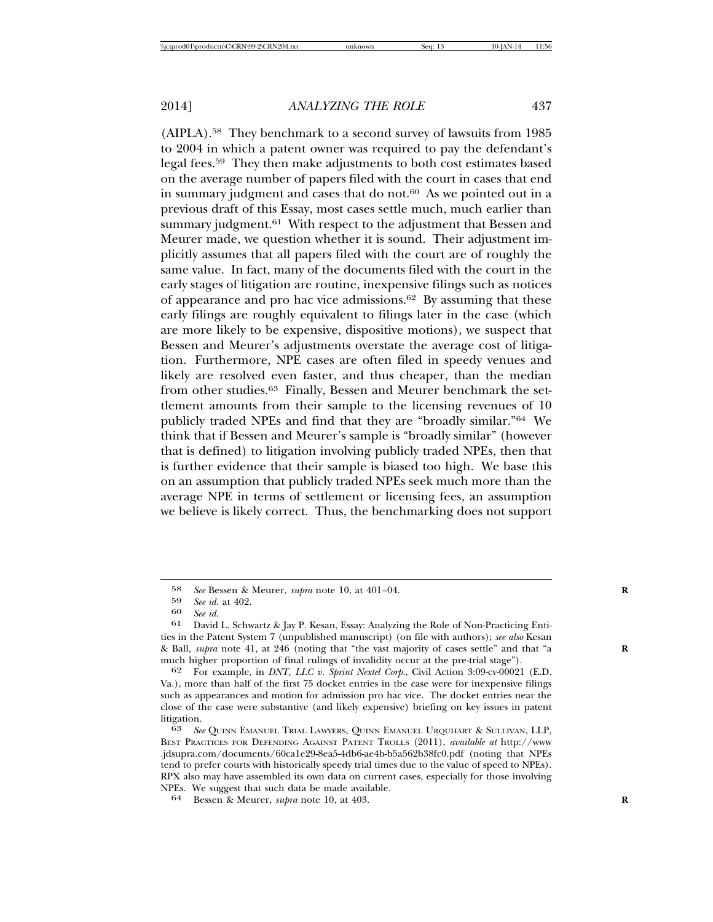(AIPLA).[58] They benchmark to a second survey of lawsuits from 1985 to 2004 in which a patent owner was required to pay the defendant's legal fees.[59] They then make adjustments to both cost estimates based on the average number of papers filed with the court in cases that end in summary judgment and cases that do not.[60] As we pointed out in a previous draft of this Essay, most cases settle much, much earlier than summary judgment.[61] With respect to the adjustment that Bessen and Meurer made, we question whether it is sound. Their adjustment implicitly assumes that all papers filed with the court are of roughly the same value. In fact, many of the documents filed with the court in the early stages of litigation are routine, inexpensive filings such as notices of appearance and pro hac vice admissions.[62] By assuming that these early filings are roughly equivalent to filings later in the case (which are more likely to be expensive, dispositive motions), we suspect that Bessen and Meurer's adjustments overstate the average cost of litigation. Furthermore, NPE cases are often filed in speedy venues and likely are resolved even faster, and thus cheaper, than the median from other studies.[63] Finally, Bessen and Meurer benchmark the settlement amounts from their sample to the licensing revenues of 10 publicly traded NPEs and find that they are "broadly similar."[64] We think that if Bessen and Meurer's sample is "broadly similar" (however that is defined) to litigation involving publicly traded NPEs, then that is further evidence that their sample is biased too high. We base this on an assumption that publicly traded NPEs seek much more than the average NPE in terms of settlement or licensing fees, an assumption we believe is likely correct. Thus, the benchmarking does not support

---

58 *See* Bessen & Meurer, *supra* note 10, at 401–04.

59 *See id.* at 402.

60 *See id.*

61 David L. Schwartz & Jay P. Kesan, Essay: Analyzing the Role of Non-Practicing Entities in the Patent System 7 (unpublished manuscript) (on file with authors); *see also* Kesan & Ball, *supra* note 41, at 246 (noting that "the vast majority of cases settle" and that "a much higher proportion of final rulings of invalidity occur at the pre-trial stage").

62 For example, in *DNT, LLC v. Sprint Nextel Corp.*, Civil Action 3:09-cv-00021 (E.D. Va.), more than half of the first 75 docket entries in the case were for inexpensive filings such as appearances and motion for admission pro hac vice. The docket entries near the close of the case were substantive (and likely expensive) briefing on key issues in patent litigation.

63 *See* Quinn Emanuel Trial Lawyers, Quinn Emanuel Urquhart & Sullivan, LLP, Best Practices for Defending Against Patent Trolls (2011), *available at* http://www.jdsupra.com/documents/60ca1e29-8ea5-4db6-ae4b-b5a562b38fc0.pdf (noting that NPEs tend to prefer courts with historically speedy trial times due to the value of speed to NPEs). RPX also may have assembled its own data on current cases, especially for those involving NPEs. We suggest that such data be made available.

64 Bessen & Meurer, *supra* note 10, at 403.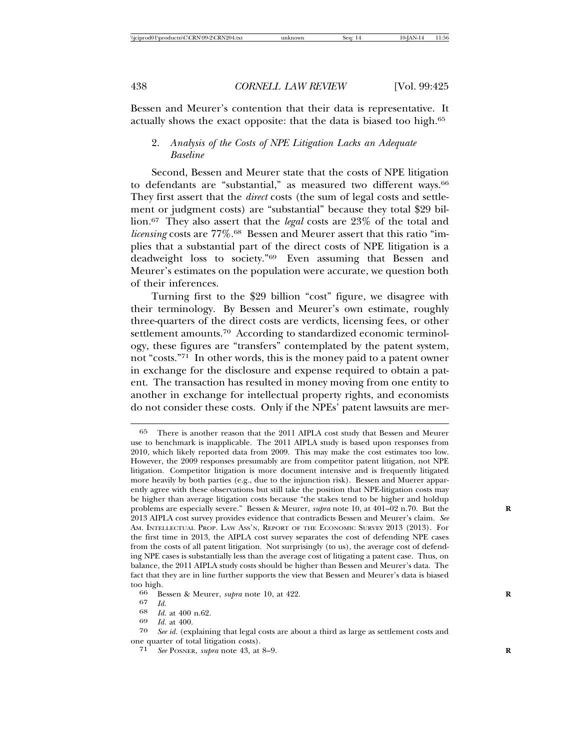Bessen and Meurer's contention that their data is representative. It actually shows the exact opposite: that the data is biased too high.[65]

### 2. *Analysis of the Costs of NPE Litigation Lacks an Adequate Baseline*

Second, Bessen and Meurer state that the costs of NPE litigation to defendants are "substantial," as measured two different ways.[66] They first assert that the *direct* costs (the sum of legal costs and settlement or judgment costs) are "substantial" because they total $29 billion.[67] They also assert that the *legal* costs are 23% of the total and *licensing* costs are 77%.[68] Bessen and Meurer assert that this ratio "implies that a substantial part of the direct costs of NPE litigation is a deadweight loss to society."[69] Even assuming that Bessen and Meurer's estimates on the population were accurate, we question both of their inferences.

Turning first to the $29 billion "cost" figure, we disagree with their terminology. By Bessen and Meurer's own estimate, roughly three-quarters of the direct costs are verdicts, licensing fees, or other settlement amounts.[70] According to standardized economic terminology, these figures are "transfers" contemplated by the patent system, not "costs."[71] In other words, this is the money paid to a patent owner in exchange for the disclosure and expense required to obtain a patent. The transaction has resulted in money moving from one entity to another in exchange for intellectual property rights, and economists do not consider these costs. Only if the NPEs' patent lawsuits are mer-

---

[65] There is another reason that the 2011 AIPLA cost study that Bessen and Meurer use to benchmark is inapplicable. The 2011 AIPLA study is based upon responses from 2010, which likely reported data from 2009. This may make the cost estimates too low. However, the 2009 responses presumably are from competitor patent litigation, not NPE litigation. Competitor litigation is more document intensive and is frequently litigated more heavily by both parties (e.g., due to the injunction risk). Bessen and Muerer apparently agree with these observations but still take the position that NPE-litigation costs may be higher than average litigation costs because "the stakes tend to be higher and holdup problems are especially severe." Bessen & Meurer, *supra* note 10, at 401–02 n.70. But the 2013 AIPLA cost survey provides evidence that contradicts Bessen and Meurer's claim. *See* AM. INTELLECTUAL PROP. LAW ASS'N, REPORT OF THE ECONOMIC SURVEY 2013 (2013). For the first time in 2013, the AIPLA cost survey separates the cost of defending NPE cases from the costs of all patent litigation. Not surprisingly (to us), the average cost of defending NPE cases is substantially less than the average cost of litigating a patent case. Thus, on balance, the 2011 AIPLA study costs should be higher than Bessen and Meurer's data. The fact that they are in line further supports the view that Bessen and Meurer's data is biased too high.

[66] Bessen & Meurer, *supra* note 10, at 422.

[67] *Id.*

[68] *Id.* at 400 n.62.

[69] *Id.* at 400.

[70] *See id.* (explaining that legal costs are about a third as large as settlement costs and one quarter of total litigation costs).

[71] *See* POSNER, *supra* note 43, at 8–9.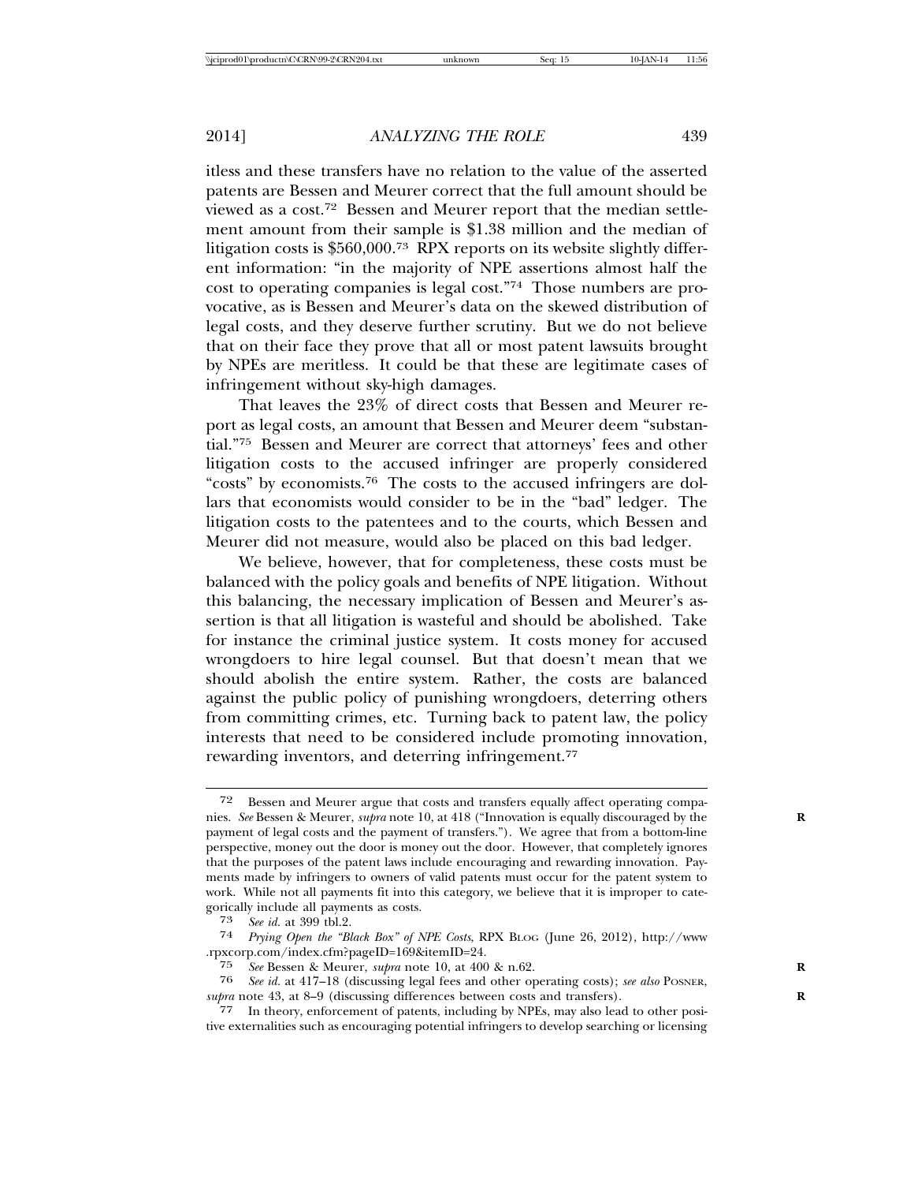itless and these transfers have no relation to the value of the asserted patents are Bessen and Meurer correct that the full amount should be viewed as a cost.[72] Bessen and Meurer report that the median settlement amount from their sample is $1.38 million and the median of litigation costs is $560,000.[73] RPX reports on its website slightly different information: "in the majority of NPE assertions almost half the cost to operating companies is legal cost."[74] Those numbers are provocative, as is Bessen and Meurer's data on the skewed distribution of legal costs, and they deserve further scrutiny. But we do not believe that on their face they prove that all or most patent lawsuits brought by NPEs are meritless. It could be that these are legitimate cases of infringement without sky-high damages.

That leaves the 23% of direct costs that Bessen and Meurer report as legal costs, an amount that Bessen and Meurer deem "substantial."[75] Bessen and Meurer are correct that attorneys' fees and other litigation costs to the accused infringer are properly considered "costs" by economists.[76] The costs to the accused infringers are dollars that economists would consider to be in the "bad" ledger. The litigation costs to the patentees and to the courts, which Bessen and Meurer did not measure, would also be placed on this bad ledger.

We believe, however, that for completeness, these costs must be balanced with the policy goals and benefits of NPE litigation. Without this balancing, the necessary implication of Bessen and Meurer's assertion is that all litigation is wasteful and should be abolished. Take for instance the criminal justice system. It costs money for accused wrongdoers to hire legal counsel. But that doesn't mean that we should abolish the entire system. Rather, the costs are balanced against the public policy of punishing wrongdoers, deterring others from committing crimes, etc. Turning back to patent law, the policy interests that need to be considered include promoting innovation, rewarding inventors, and deterring infringement.[77]

---

72 Bessen and Meurer argue that costs and transfers equally affect operating companies. *See* Bessen & Meurer, *supra* note 10, at 418 ("Innovation is equally discouraged by the payment of legal costs and the payment of transfers."). We agree that from a bottom-line perspective, money out the door is money out the door. However, that completely ignores that the purposes of the patent laws include encouraging and rewarding innovation. Payments made by infringers to owners of valid patents must occur for the patent system to work. While not all payments fit into this category, we believe that it is improper to categorically include all payments as costs.

73 *See id.* at 399 tbl.2.

74 *Prying Open the "Black Box" of NPE Costs*, RPX BLOG (June 26, 2012), http://www.rpxcorp.com/index.cfm?pageID=169&itemID=24.

75 *See* Bessen & Meurer, *supra* note 10, at 400 & n.62.

76 *See id.* at 417–18 (discussing legal fees and other operating costs); *see also* POSNER, *supra* note 43, at 8–9 (discussing differences between costs and transfers).

77 In theory, enforcement of patents, including by NPEs, may also lead to other positive externalities such as encouraging potential infringers to develop searching or licensing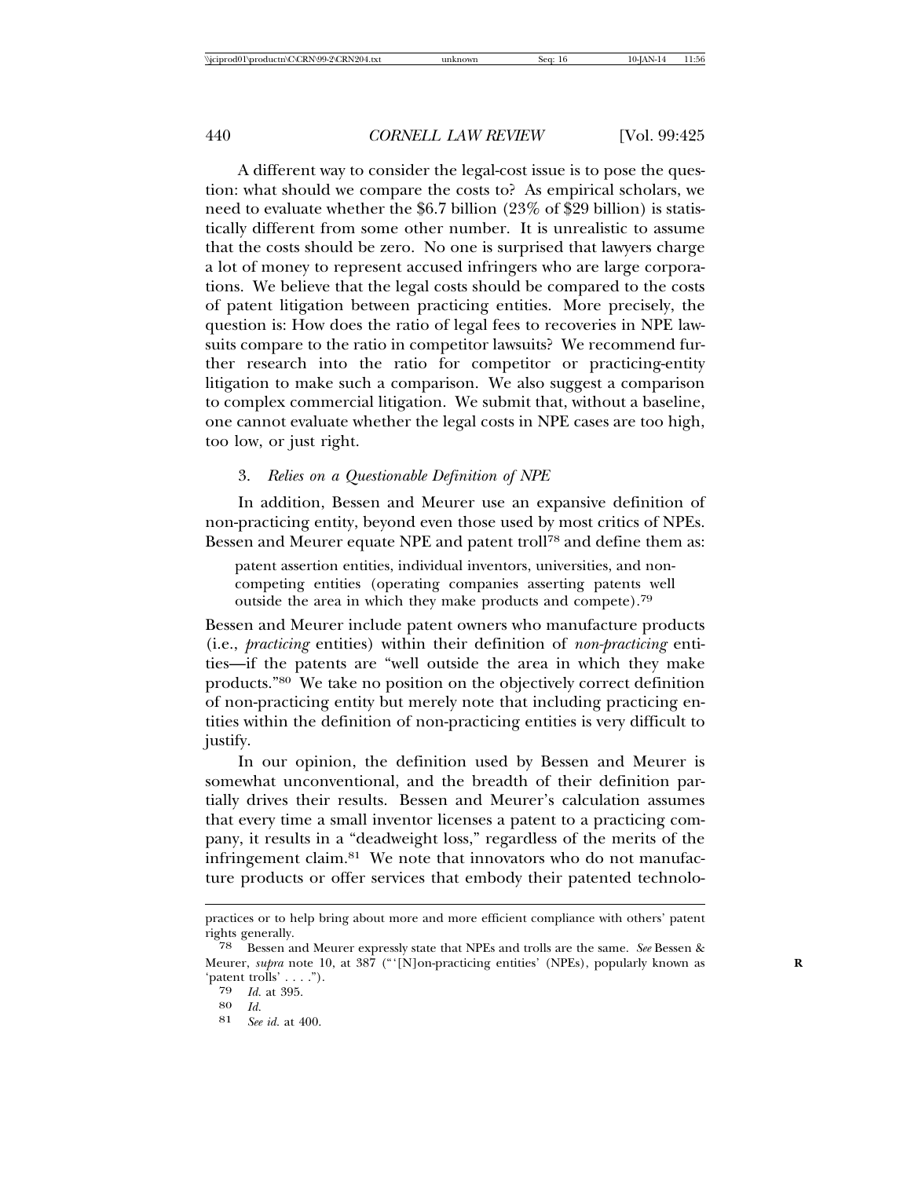A different way to consider the legal-cost issue is to pose the question: what should we compare the costs to? As empirical scholars, we need to evaluate whether the $6.7 billion (23% of $29 billion) is statistically different from some other number. It is unrealistic to assume that the costs should be zero. No one is surprised that lawyers charge a lot of money to represent accused infringers who are large corporations. We believe that the legal costs should be compared to the costs of patent litigation between practicing entities. More precisely, the question is: How does the ratio of legal fees to recoveries in NPE lawsuits compare to the ratio in competitor lawsuits? We recommend further research into the ratio for competitor or practicing-entity litigation to make such a comparison. We also suggest a comparison to complex commercial litigation. We submit that, without a baseline, one cannot evaluate whether the legal costs in NPE cases are too high, too low, or just right.

### 3. *Relies on a Questionable Definition of NPE*

In addition, Bessen and Meurer use an expansive definition of non-practicing entity, beyond even those used by most critics of NPEs. Bessen and Meurer equate NPE and patent troll[78] and define them as:

> patent assertion entities, individual inventors, universities, and non-competing entities (operating companies asserting patents well outside the area in which they make products and compete).[79]

Bessen and Meurer include patent owners who manufacture products (i.e., *practicing* entities) within their definition of *non-practicing* entities—if the patents are "well outside the area in which they make products."[80] We take no position on the objectively correct definition of non-practicing entity but merely note that including practicing entities within the definition of non-practicing entities is very difficult to justify.

In our opinion, the definition used by Bessen and Meurer is somewhat unconventional, and the breadth of their definition partially drives their results. Bessen and Meurer's calculation assumes that every time a small inventor licenses a patent to a practicing company, it results in a "deadweight loss," regardless of the merits of the infringement claim.[81] We note that innovators who do not manufacture products or offer services that embody their patented technolo-

---

practices or to help bring about more and more efficient compliance with others' patent rights generally.

[78] Bessen and Meurer expressly state that NPEs and trolls are the same. *See* Bessen & Meurer, *supra* note 10, at 387 ("'[N]on-practicing entities' (NPEs), popularly known as 'patent trolls' . . . .").

[79] *Id.* at 395.

[80] *Id.*

[81] *See id.* at 400.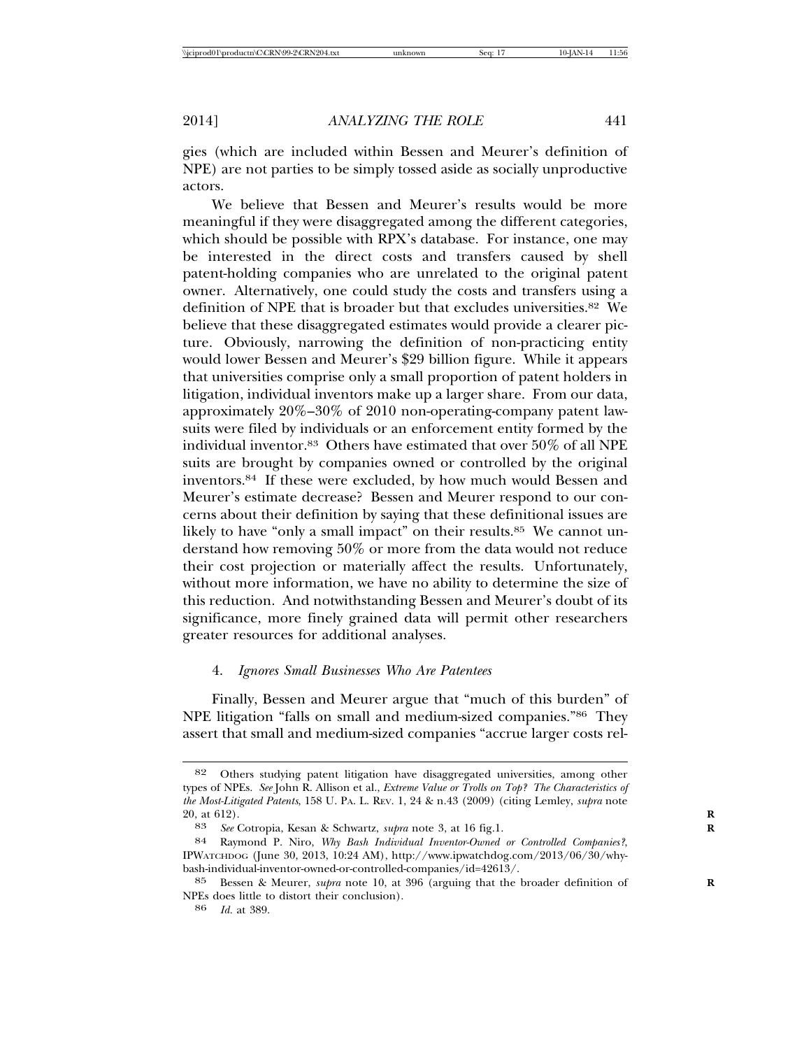gies (which are included within Bessen and Meurer's definition of NPE) are not parties to be simply tossed aside as socially unproductive actors.

We believe that Bessen and Meurer's results would be more meaningful if they were disaggregated among the different categories, which should be possible with RPX's database. For instance, one may be interested in the direct costs and transfers caused by shell patent-holding companies who are unrelated to the original patent owner. Alternatively, one could study the costs and transfers using a definition of NPE that is broader but that excludes universities.[82] We believe that these disaggregated estimates would provide a clearer picture. Obviously, narrowing the definition of non-practicing entity would lower Bessen and Meurer's $29 billion figure. While it appears that universities comprise only a small proportion of patent holders in litigation, individual inventors make up a larger share. From our data, approximately 20%–30% of 2010 non-operating-company patent lawsuits were filed by individuals or an enforcement entity formed by the individual inventor.[83] Others have estimated that over 50% of all NPE suits are brought by companies owned or controlled by the original inventors.[84] If these were excluded, by how much would Bessen and Meurer's estimate decrease? Bessen and Meurer respond to our concerns about their definition by saying that these definitional issues are likely to have "only a small impact" on their results.[85] We cannot understand how removing 50% or more from the data would not reduce their cost projection or materially affect the results. Unfortunately, without more information, we have no ability to determine the size of this reduction. And notwithstanding Bessen and Meurer's doubt of its significance, more finely grained data will permit other researchers greater resources for additional analyses.

#### 4. *Ignores Small Businesses Who Are Patentees*

Finally, Bessen and Meurer argue that "much of this burden" of NPE litigation "falls on small and medium-sized companies."[86] They assert that small and medium-sized companies "accrue larger costs rel-

---

[82] Others studying patent litigation have disaggregated universities, among other types of NPEs. *See* John R. Allison et al., *Extreme Value or Trolls on Top? The Characteristics of the Most-Litigated Patents*, 158 U. PA. L. REV. 1, 24 & n.43 (2009) (citing Lemley, *supra* note 20, at 612).

[83] *See* Cotropia, Kesan & Schwartz, *supra* note 3, at 16 fig.1.

[84] Raymond P. Niro, *Why Bash Individual Inventor-Owned or Controlled Companies?*, IPWATCHDOG (June 30, 2013, 10:24 AM), http://www.ipwatchdog.com/2013/06/30/why-bash-individual-inventor-owned-or-controlled-companies/id=42613/.

[85] Bessen & Meurer, *supra* note 10, at 396 (arguing that the broader definition of NPEs does little to distort their conclusion).

[86] *Id.* at 389.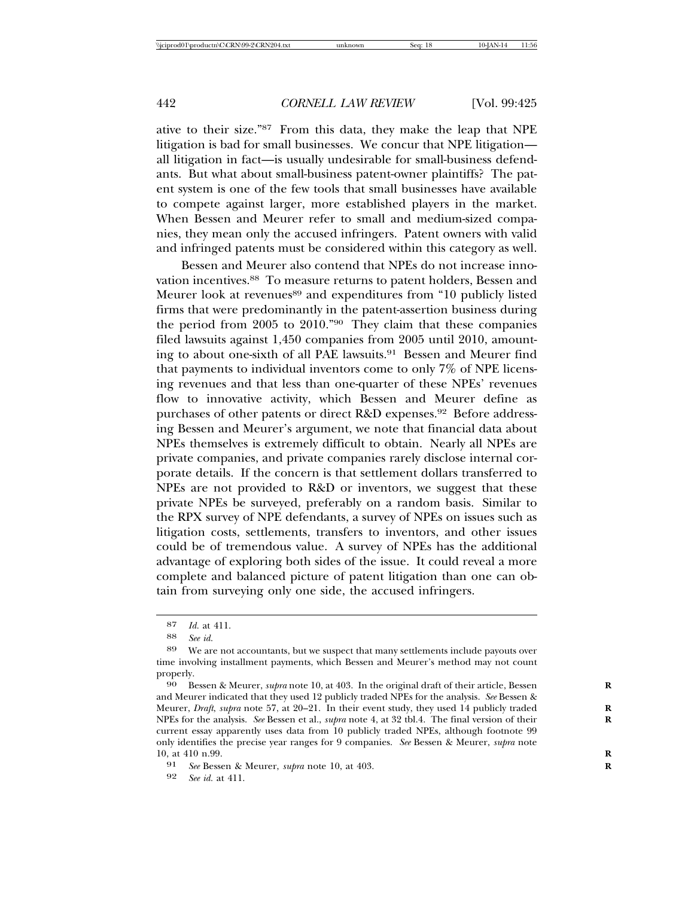ative to their size."[87] From this data, they make the leap that NPE litigation is bad for small businesses. We concur that NPE litigation—all litigation in fact—is usually undesirable for small-business defendants. But what about small-business patent-owner plaintiffs? The patent system is one of the few tools that small businesses have available to compete against larger, more established players in the market. When Bessen and Meurer refer to small and medium-sized companies, they mean only the accused infringers. Patent owners with valid and infringed patents must be considered within this category as well.

Bessen and Meurer also contend that NPEs do not increase innovation incentives.[88] To measure returns to patent holders, Bessen and Meurer look at revenues[89] and expenditures from "10 publicly listed firms that were predominantly in the patent-assertion business during the period from 2005 to 2010."[90] They claim that these companies filed lawsuits against 1,450 companies from 2005 until 2010, amounting to about one-sixth of all PAE lawsuits.[91] Bessen and Meurer find that payments to individual inventors come to only 7% of NPE licensing revenues and that less than one-quarter of these NPEs' revenues flow to innovative activity, which Bessen and Meurer define as purchases of other patents or direct R&D expenses.[92] Before addressing Bessen and Meurer's argument, we note that financial data about NPEs themselves is extremely difficult to obtain. Nearly all NPEs are private companies, and private companies rarely disclose internal corporate details. If the concern is that settlement dollars transferred to NPEs are not provided to R&D or inventors, we suggest that these private NPEs be surveyed, preferably on a random basis. Similar to the RPX survey of NPE defendants, a survey of NPEs on issues such as litigation costs, settlements, transfers to inventors, and other issues could be of tremendous value. A survey of NPEs has the additional advantage of exploring both sides of the issue. It could reveal a more complete and balanced picture of patent litigation than one can obtain from surveying only one side, the accused infringers.

---

87 *Id.* at 411.

88 *See id.*

89 We are not accountants, but we suspect that many settlements include payouts over time involving installment payments, which Bessen and Meurer's method may not count properly.

90 Bessen & Meurer, *supra* note 10, at 403. In the original draft of their article, Bessen and Meurer indicated that they used 12 publicly traded NPEs for the analysis. *See* Bessen & Meurer, *Draft*, *supra* note 57, at 20–21. In their event study, they used 14 publicly traded NPEs for the analysis. *See* Bessen et al., *supra* note 4, at 32 tbl.4. The final version of their current essay apparently uses data from 10 publicly traded NPEs, although footnote 99 only identifies the precise year ranges for 9 companies. *See* Bessen & Meurer, *supra* note 10, at 410 n.99.

91 *See* Bessen & Meurer, *supra* note 10, at 403.

92 *See id.* at 411.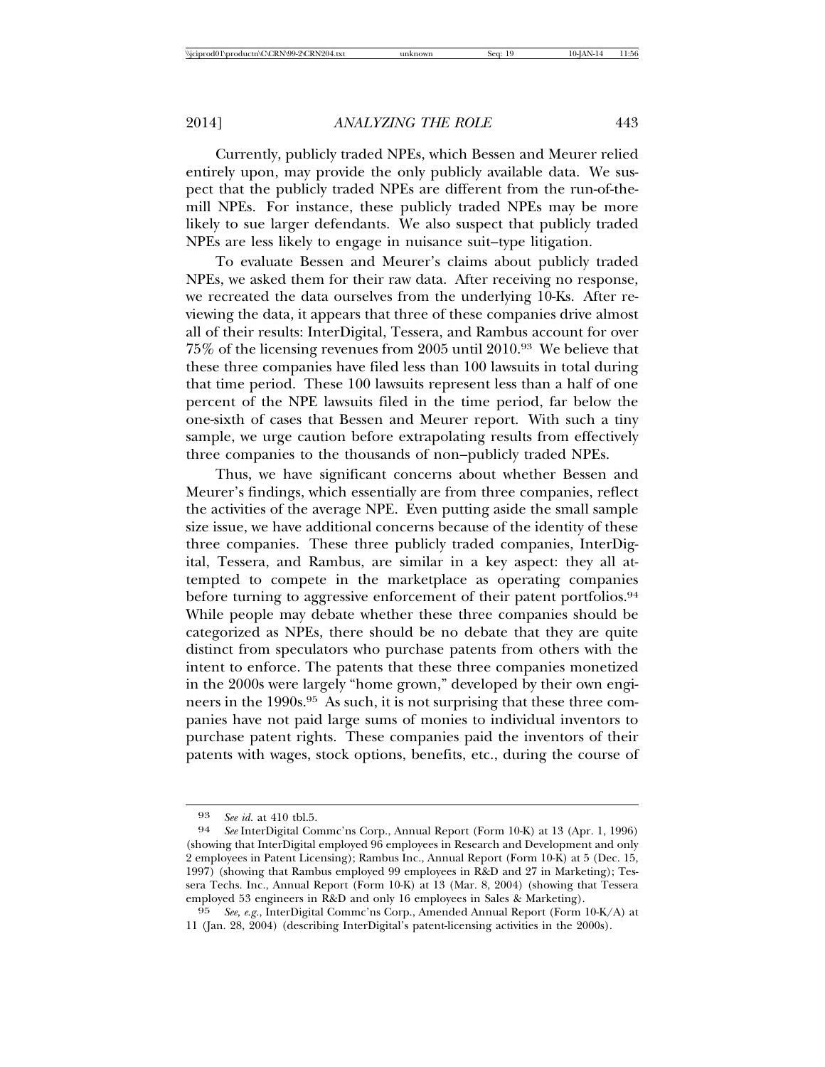Currently, publicly traded NPEs, which Bessen and Meurer relied entirely upon, may provide the only publicly available data. We suspect that the publicly traded NPEs are different from the run-of-the-mill NPEs. For instance, these publicly traded NPEs may be more likely to sue larger defendants. We also suspect that publicly traded NPEs are less likely to engage in nuisance suit–type litigation.

To evaluate Bessen and Meurer's claims about publicly traded NPEs, we asked them for their raw data. After receiving no response, we recreated the data ourselves from the underlying 10-Ks. After reviewing the data, it appears that three of these companies drive almost all of their results: InterDigital, Tessera, and Rambus account for over 75% of the licensing revenues from 2005 until 2010.[93] We believe that these three companies have filed less than 100 lawsuits in total during that time period. These 100 lawsuits represent less than a half of one percent of the NPE lawsuits filed in the time period, far below the one-sixth of cases that Bessen and Meurer report. With such a tiny sample, we urge caution before extrapolating results from effectively three companies to the thousands of non–publicly traded NPEs.

Thus, we have significant concerns about whether Bessen and Meurer's findings, which essentially are from three companies, reflect the activities of the average NPE. Even putting aside the small sample size issue, we have additional concerns because of the identity of these three companies. These three publicly traded companies, InterDigital, Tessera, and Rambus, are similar in a key aspect: they all attempted to compete in the marketplace as operating companies before turning to aggressive enforcement of their patent portfolios.[94] While people may debate whether these three companies should be categorized as NPEs, there should be no debate that they are quite distinct from speculators who purchase patents from others with the intent to enforce. The patents that these three companies monetized in the 2000s were largely "home grown," developed by their own engineers in the 1990s.[95] As such, it is not surprising that these three companies have not paid large sums of monies to individual inventors to purchase patent rights. These companies paid the inventors of their patents with wages, stock options, benefits, etc., during the course of

---

93 *See id.* at 410 tbl.5.

94 *See* InterDigital Commc'ns Corp., Annual Report (Form 10-K) at 13 (Apr. 1, 1996) (showing that InterDigital employed 96 employees in Research and Development and only 2 employees in Patent Licensing); Rambus Inc., Annual Report (Form 10-K) at 5 (Dec. 15, 1997) (showing that Rambus employed 99 employees in R&D and 27 in Marketing); Tessera Techs. Inc., Annual Report (Form 10-K) at 13 (Mar. 8, 2004) (showing that Tessera employed 53 engineers in R&D and only 16 employees in Sales & Marketing).

95 *See, e.g.*, InterDigital Commc'ns Corp., Amended Annual Report (Form 10-K/A) at 11 (Jan. 28, 2004) (describing InterDigital's patent-licensing activities in the 2000s).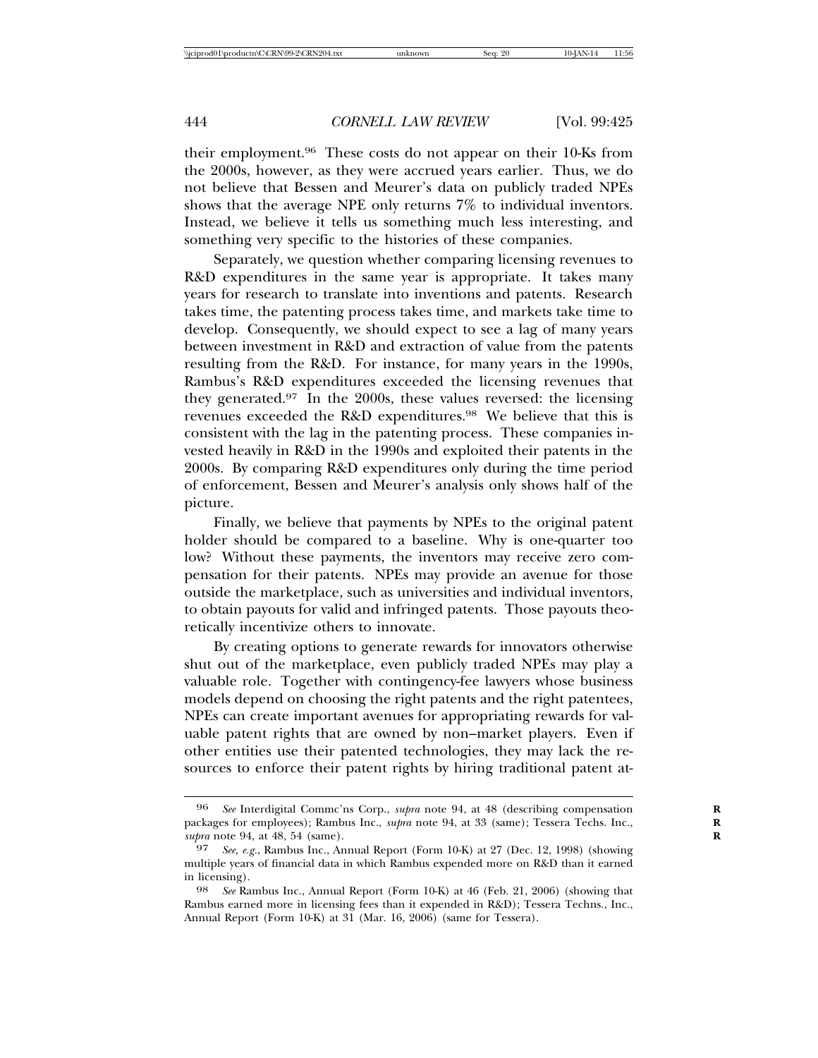their employment.[96] These costs do not appear on their 10-Ks from the 2000s, however, as they were accrued years earlier. Thus, we do not believe that Bessen and Meurer's data on publicly traded NPEs shows that the average NPE only returns 7% to individual inventors. Instead, we believe it tells us something much less interesting, and something very specific to the histories of these companies.

Separately, we question whether comparing licensing revenues to R&D expenditures in the same year is appropriate. It takes many years for research to translate into inventions and patents. Research takes time, the patenting process takes time, and markets take time to develop. Consequently, we should expect to see a lag of many years between investment in R&D and extraction of value from the patents resulting from the R&D. For instance, for many years in the 1990s, Rambus's R&D expenditures exceeded the licensing revenues that they generated.[97] In the 2000s, these values reversed: the licensing revenues exceeded the R&D expenditures.[98] We believe that this is consistent with the lag in the patenting process. These companies invested heavily in R&D in the 1990s and exploited their patents in the 2000s. By comparing R&D expenditures only during the time period of enforcement, Bessen and Meurer's analysis only shows half of the picture.

Finally, we believe that payments by NPEs to the original patent holder should be compared to a baseline. Why is one-quarter too low? Without these payments, the inventors may receive zero compensation for their patents. NPEs may provide an avenue for those outside the marketplace, such as universities and individual inventors, to obtain payouts for valid and infringed patents. Those payouts theoretically incentivize others to innovate.

By creating options to generate rewards for innovators otherwise shut out of the marketplace, even publicly traded NPEs may play a valuable role. Together with contingency-fee lawyers whose business models depend on choosing the right patents and the right patentees, NPEs can create important avenues for appropriating rewards for valuable patent rights that are owned by non–market players. Even if other entities use their patented technologies, they may lack the resources to enforce their patent rights by hiring traditional patent at-

---

96 *See* Interdigital Commc'ns Corp., *supra* note 94, at 48 (describing compensation packages for employees); Rambus Inc., *supra* note 94, at 33 (same); Tessera Techs. Inc., *supra* note 94, at 48, 54 (same).

97 *See, e.g.*, Rambus Inc., Annual Report (Form 10-K) at 27 (Dec. 12, 1998) (showing multiple years of financial data in which Rambus expended more on R&D than it earned in licensing).

98 *See* Rambus Inc., Annual Report (Form 10-K) at 46 (Feb. 21, 2006) (showing that Rambus earned more in licensing fees than it expended in R&D); Tessera Techns., Inc., Annual Report (Form 10-K) at 31 (Mar. 16, 2006) (same for Tessera).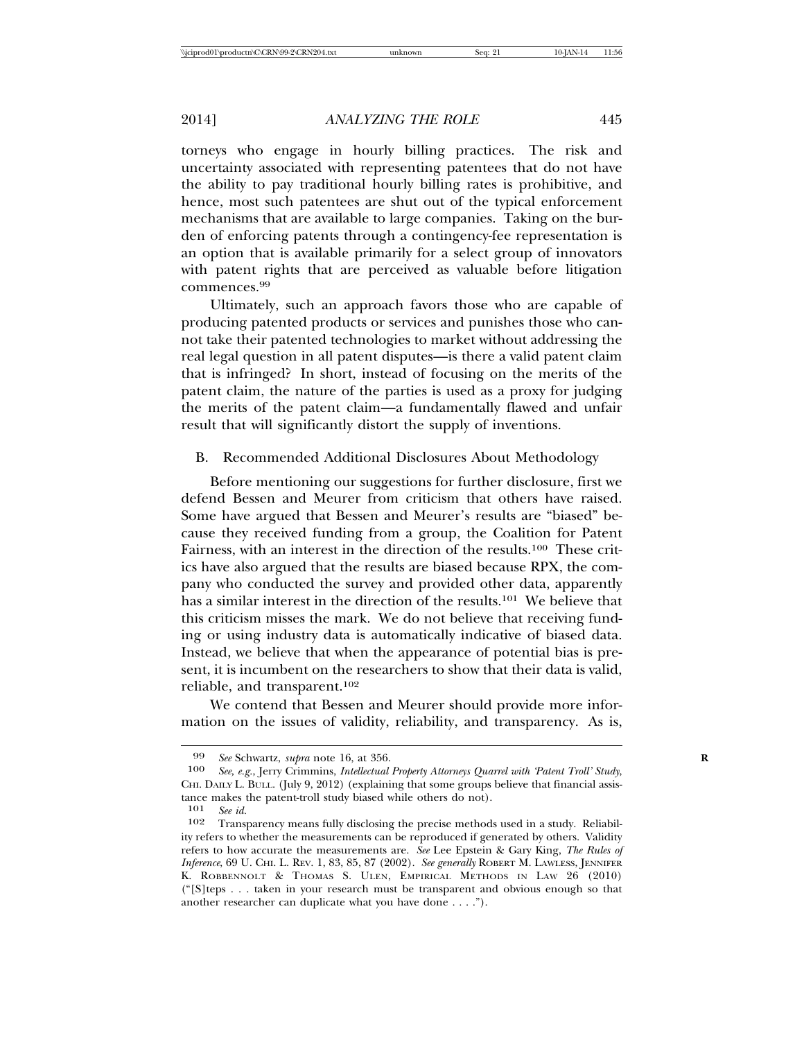torneys who engage in hourly billing practices. The risk and uncertainty associated with representing patentees that do not have the ability to pay traditional hourly billing rates is prohibitive, and hence, most such patentees are shut out of the typical enforcement mechanisms that are available to large companies. Taking on the burden of enforcing patents through a contingency-fee representation is an option that is available primarily for a select group of innovators with patent rights that are perceived as valuable before litigation commences.[99]

Ultimately, such an approach favors those who are capable of producing patented products or services and punishes those who cannot take their patented technologies to market without addressing the real legal question in all patent disputes—is there a valid patent claim that is infringed? In short, instead of focusing on the merits of the patent claim, the nature of the parties is used as a proxy for judging the merits of the patent claim—a fundamentally flawed and unfair result that will significantly distort the supply of inventions.

### B. Recommended Additional Disclosures About Methodology

Before mentioning our suggestions for further disclosure, first we defend Bessen and Meurer from criticism that others have raised. Some have argued that Bessen and Meurer's results are "biased" because they received funding from a group, the Coalition for Patent Fairness, with an interest in the direction of the results.[100] These critics have also argued that the results are biased because RPX, the company who conducted the survey and provided other data, apparently has a similar interest in the direction of the results.[101] We believe that this criticism misses the mark. We do not believe that receiving funding or using industry data is automatically indicative of biased data. Instead, we believe that when the appearance of potential bias is present, it is incumbent on the researchers to show that their data is valid, reliable, and transparent.[102]

We contend that Bessen and Meurer should provide more information on the issues of validity, reliability, and transparency. As is,

---

99 *See* Schwartz, *supra* note 16, at 356.

100 *See, e.g.*, Jerry Crimmins, *Intellectual Property Attorneys Quarrel with 'Patent Troll' Study*, CHI. DAILY L. BULL. (July 9, 2012) (explaining that some groups believe that financial assistance makes the patent-troll study biased while others do not).

101 *See id.*

102 Transparency means fully disclosing the precise methods used in a study. Reliability refers to whether the measurements can be reproduced if generated by others. Validity refers to how accurate the measurements are. *See* Lee Epstein & Gary King, *The Rules of Inference*, 69 U. CHI. L. REV. 1, 83, 85, 87 (2002). *See generally* ROBERT M. LAWLESS, JENNIFER K. ROBBENNOLT & THOMAS S. ULEN, EMPIRICAL METHODS IN LAW 26 (2010) ("[S]teps . . . taken in your research must be transparent and obvious enough so that another researcher can duplicate what you have done . . . .").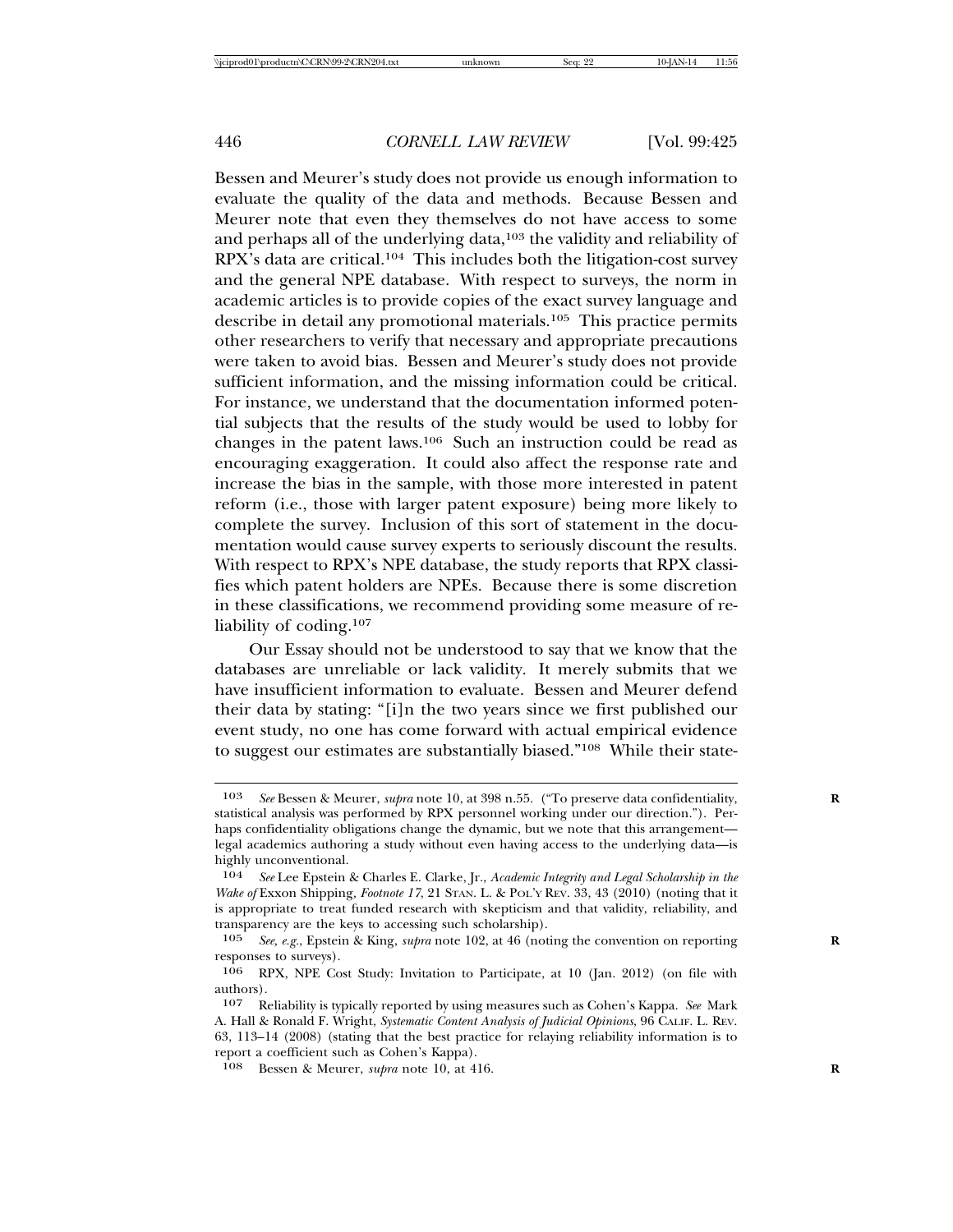Bessen and Meurer's study does not provide us enough information to evaluate the quality of the data and methods. Because Bessen and Meurer note that even they themselves do not have access to some and perhaps all of the underlying data,[103] the validity and reliability of RPX's data are critical.[104] This includes both the litigation-cost survey and the general NPE database. With respect to surveys, the norm in academic articles is to provide copies of the exact survey language and describe in detail any promotional materials.[105] This practice permits other researchers to verify that necessary and appropriate precautions were taken to avoid bias. Bessen and Meurer's study does not provide sufficient information, and the missing information could be critical. For instance, we understand that the documentation informed potential subjects that the results of the study would be used to lobby for changes in the patent laws.[106] Such an instruction could be read as encouraging exaggeration. It could also affect the response rate and increase the bias in the sample, with those more interested in patent reform (i.e., those with larger patent exposure) being more likely to complete the survey. Inclusion of this sort of statement in the documentation would cause survey experts to seriously discount the results. With respect to RPX's NPE database, the study reports that RPX classifies which patent holders are NPEs. Because there is some discretion in these classifications, we recommend providing some measure of reliability of coding.[107]

Our Essay should not be understood to say that we know that the databases are unreliable or lack validity. It merely submits that we have insufficient information to evaluate. Bessen and Meurer defend their data by stating: "[i]n the two years since we first published our event study, no one has come forward with actual empirical evidence to suggest our estimates are substantially biased."[108] While their state-

---

[103] *See* Bessen & Meurer, *supra* note 10, at 398 n.55. ("To preserve data confidentiality, statistical analysis was performed by RPX personnel working under our direction."). Perhaps confidentiality obligations change the dynamic, but we note that this arrangement—legal academics authoring a study without even having access to the underlying data—is highly unconventional.

[104] *See* Lee Epstein & Charles E. Clarke, Jr., *Academic Integrity and Legal Scholarship in the Wake of* Exxon Shipping, *Footnote 17*, 21 STAN. L. & POL'Y REV. 33, 43 (2010) (noting that it is appropriate to treat funded research with skepticism and that validity, reliability, and transparency are the keys to accessing such scholarship).

[105] *See, e.g.*, Epstein & King, *supra* note 102, at 46 (noting the convention on reporting responses to surveys).

[106] RPX, NPE Cost Study: Invitation to Participate, at 10 (Jan. 2012) (on file with authors).

[107] Reliability is typically reported by using measures such as Cohen's Kappa. *See* Mark A. Hall & Ronald F. Wright, *Systematic Content Analysis of Judicial Opinions*, 96 CALIF. L. REV. 63, 113–14 (2008) (stating that the best practice for relaying reliability information is to report a coefficient such as Cohen's Kappa).

[108] Bessen & Meurer, *supra* note 10, at 416.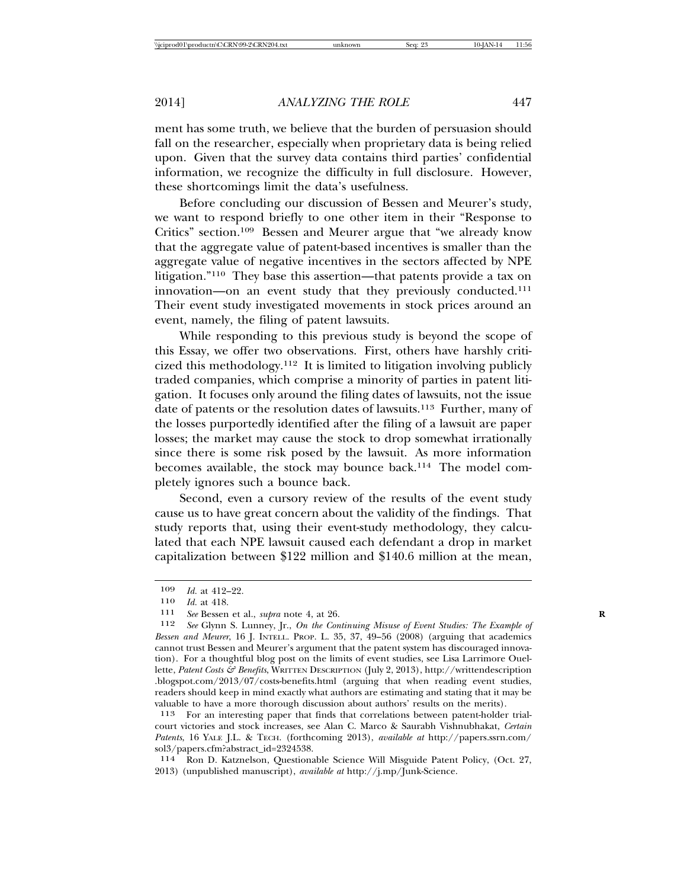ment has some truth, we believe that the burden of persuasion should fall on the researcher, especially when proprietary data is being relied upon. Given that the survey data contains third parties' confidential information, we recognize the difficulty in full disclosure. However, these shortcomings limit the data's usefulness.

Before concluding our discussion of Bessen and Meurer's study, we want to respond briefly to one other item in their "Response to Critics" section.[109] Bessen and Meurer argue that "we already know that the aggregate value of patent-based incentives is smaller than the aggregate value of negative incentives in the sectors affected by NPE litigation."[110] They base this assertion—that patents provide a tax on innovation—on an event study that they previously conducted.[111] Their event study investigated movements in stock prices around an event, namely, the filing of patent lawsuits.

While responding to this previous study is beyond the scope of this Essay, we offer two observations. First, others have harshly criticized this methodology.[112] It is limited to litigation involving publicly traded companies, which comprise a minority of parties in patent litigation. It focuses only around the filing dates of lawsuits, not the issue date of patents or the resolution dates of lawsuits.[113] Further, many of the losses purportedly identified after the filing of a lawsuit are paper losses; the market may cause the stock to drop somewhat irrationally since there is some risk posed by the lawsuit. As more information becomes available, the stock may bounce back.[114] The model completely ignores such a bounce back.

Second, even a cursory review of the results of the event study cause us to have great concern about the validity of the findings. That study reports that, using their event-study methodology, they calculated that each NPE lawsuit caused each defendant a drop in market capitalization between $122 million and $140.6 million at the mean,

---

109 *Id.* at 412–22.

110 *Id.* at 418.

111 *See* Bessen et al., *supra* note 4, at 26.

112 *See* Glynn S. Lunney, Jr., *On the Continuing Misuse of Event Studies: The Example of Bessen and Meurer*, 16 J. INTELL. PROP. L. 35, 37, 49–56 (2008) (arguing that academics cannot trust Bessen and Meurer's argument that the patent system has discouraged innovation). For a thoughtful blog post on the limits of event studies, see Lisa Larrimore Ouellette, *Patent Costs & Benefits*, WRITTEN DESCRIPTION (July 2, 2013), http://writtendescription.blogspot.com/2013/07/costs-benefits.html (arguing that when reading event studies, readers should keep in mind exactly what authors are estimating and stating that it may be valuable to have a more thorough discussion about authors' results on the merits).

113 For an interesting paper that finds that correlations between patent-holder trial-court victories and stock increases, see Alan C. Marco & Saurabh Vishnubhakat, *Certain Patents*, 16 YALE J.L. & TECH. (forthcoming 2013), *available at* http://papers.ssrn.com/sol3/papers.cfm?abstract_id=2324538.

114 Ron D. Katznelson, Questionable Science Will Misguide Patent Policy, (Oct. 27, 2013) (unpublished manuscript), *available at* http://j.mp/Junk-Science.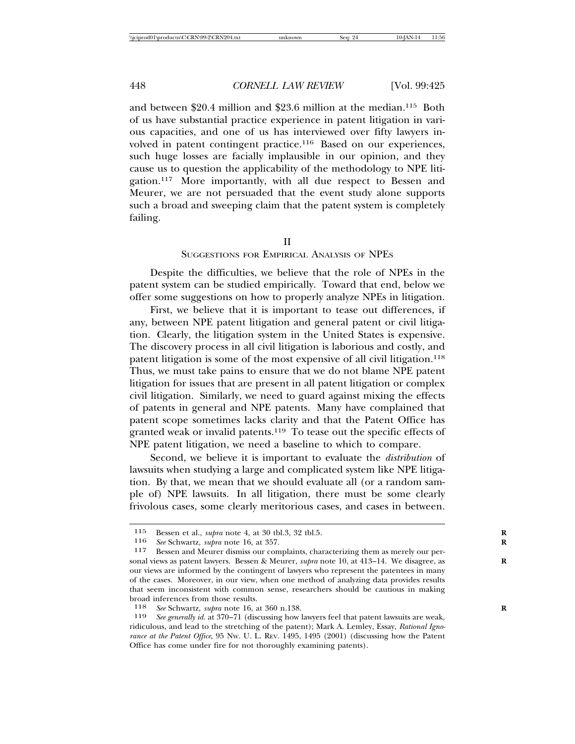and between $20.4 million and $23.6 million at the median.[115] Both of us have substantial practice experience in patent litigation in various capacities, and one of us has interviewed over fifty lawyers involved in patent contingent practice.[116] Based on our experiences, such huge losses are facially implausible in our opinion, and they cause us to question the applicability of the methodology to NPE litigation.[117] More importantly, with all due respect to Bessen and Meurer, we are not persuaded that the event study alone supports such a broad and sweeping claim that the patent system is completely failing.

## II
## SUGGESTIONS FOR EMPIRICAL ANALYSIS OF NPEs

Despite the difficulties, we believe that the role of NPEs in the patent system can be studied empirically. Toward that end, below we offer some suggestions on how to properly analyze NPEs in litigation.

First, we believe that it is important to tease out differences, if any, between NPE patent litigation and general patent or civil litigation. Clearly, the litigation system in the United States is expensive. The discovery process in all civil litigation is laborious and costly, and patent litigation is some of the most expensive of all civil litigation.[118] Thus, we must take pains to ensure that we do not blame NPE patent litigation for issues that are present in all patent litigation or complex civil litigation. Similarly, we need to guard against mixing the effects of patents in general and NPE patents. Many have complained that patent scope sometimes lacks clarity and that the Patent Office has granted weak or invalid patents.[119] To tease out the specific effects of NPE patent litigation, we need a baseline to which to compare.

Second, we believe it is important to evaluate the *distribution* of lawsuits when studying a large and complicated system like NPE litigation. By that, we mean that we should evaluate all (or a random sample of) NPE lawsuits. In all litigation, there must be some clearly frivolous cases, some clearly meritorious cases, and cases in between.

---

[115] Bessen et al., *supra* note 4, at 30 tbl.3, 32 tbl.5.

[116] *See* Schwartz, *supra* note 16, at 357.

[117] Bessen and Meurer dismiss our complaints, characterizing them as merely our personal views as patent lawyers. Bessen & Meurer, *supra* note 10, at 413–14. We disagree, as our views are informed by the contingent of lawyers who represent the patentees in many of the cases. Moreover, in our view, when one method of analyzing data provides results that seem inconsistent with common sense, researchers should be cautious in making broad inferences from those results.

[118] *See* Schwartz, *supra* note 16, at 360 n.138.

[119] *See generally id.* at 370–71 (discussing how lawyers feel that patent lawsuits are weak, ridiculous, and lead to the stretching of the patent); Mark A. Lemley, Essay, *Rational Ignorance at the Patent Office*, 95 NW. U. L. REV. 1495, 1495 (2001) (discussing how the Patent Office has come under fire for not thoroughly examining patents).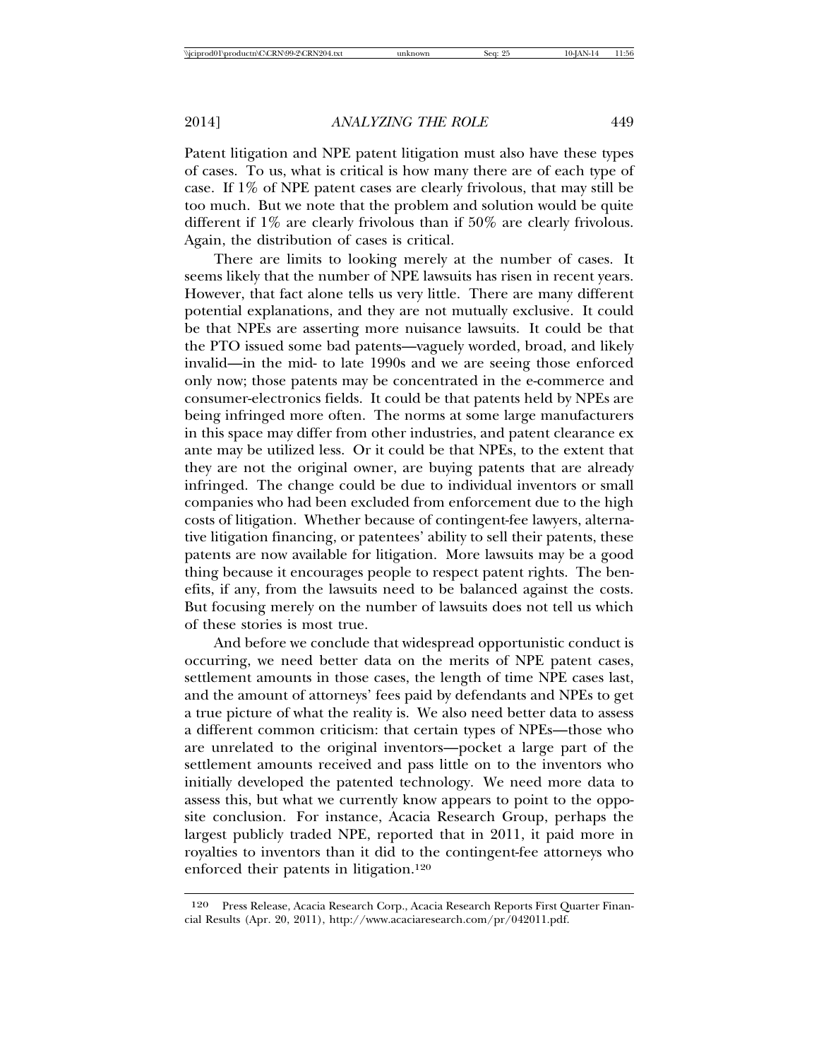Patent litigation and NPE patent litigation must also have these types of cases. To us, what is critical is how many there are of each type of case. If 1% of NPE patent cases are clearly frivolous, that may still be too much. But we note that the problem and solution would be quite different if 1% are clearly frivolous than if 50% are clearly frivolous. Again, the distribution of cases is critical.

There are limits to looking merely at the number of cases. It seems likely that the number of NPE lawsuits has risen in recent years. However, that fact alone tells us very little. There are many different potential explanations, and they are not mutually exclusive. It could be that NPEs are asserting more nuisance lawsuits. It could be that the PTO issued some bad patents—vaguely worded, broad, and likely invalid—in the mid- to late 1990s and we are seeing those enforced only now; those patents may be concentrated in the e-commerce and consumer-electronics fields. It could be that patents held by NPEs are being infringed more often. The norms at some large manufacturers in this space may differ from other industries, and patent clearance ex ante may be utilized less. Or it could be that NPEs, to the extent that they are not the original owner, are buying patents that are already infringed. The change could be due to individual inventors or small companies who had been excluded from enforcement due to the high costs of litigation. Whether because of contingent-fee lawyers, alternative litigation financing, or patentees' ability to sell their patents, these patents are now available for litigation. More lawsuits may be a good thing because it encourages people to respect patent rights. The benefits, if any, from the lawsuits need to be balanced against the costs. But focusing merely on the number of lawsuits does not tell us which of these stories is most true.

And before we conclude that widespread opportunistic conduct is occurring, we need better data on the merits of NPE patent cases, settlement amounts in those cases, the length of time NPE cases last, and the amount of attorneys' fees paid by defendants and NPEs to get a true picture of what the reality is. We also need better data to assess a different common criticism: that certain types of NPEs—those who are unrelated to the original inventors—pocket a large part of the settlement amounts received and pass little on to the inventors who initially developed the patented technology. We need more data to assess this, but what we currently know appears to point to the opposite conclusion. For instance, Acacia Research Group, perhaps the largest publicly traded NPE, reported that in 2011, it paid more in royalties to inventors than it did to the contingent-fee attorneys who enforced their patents in litigation.[120]

[120] Press Release, Acacia Research Corp., Acacia Research Reports First Quarter Financial Results (Apr. 20, 2011), http://www.acaciaresearch.com/pr/042011.pdf.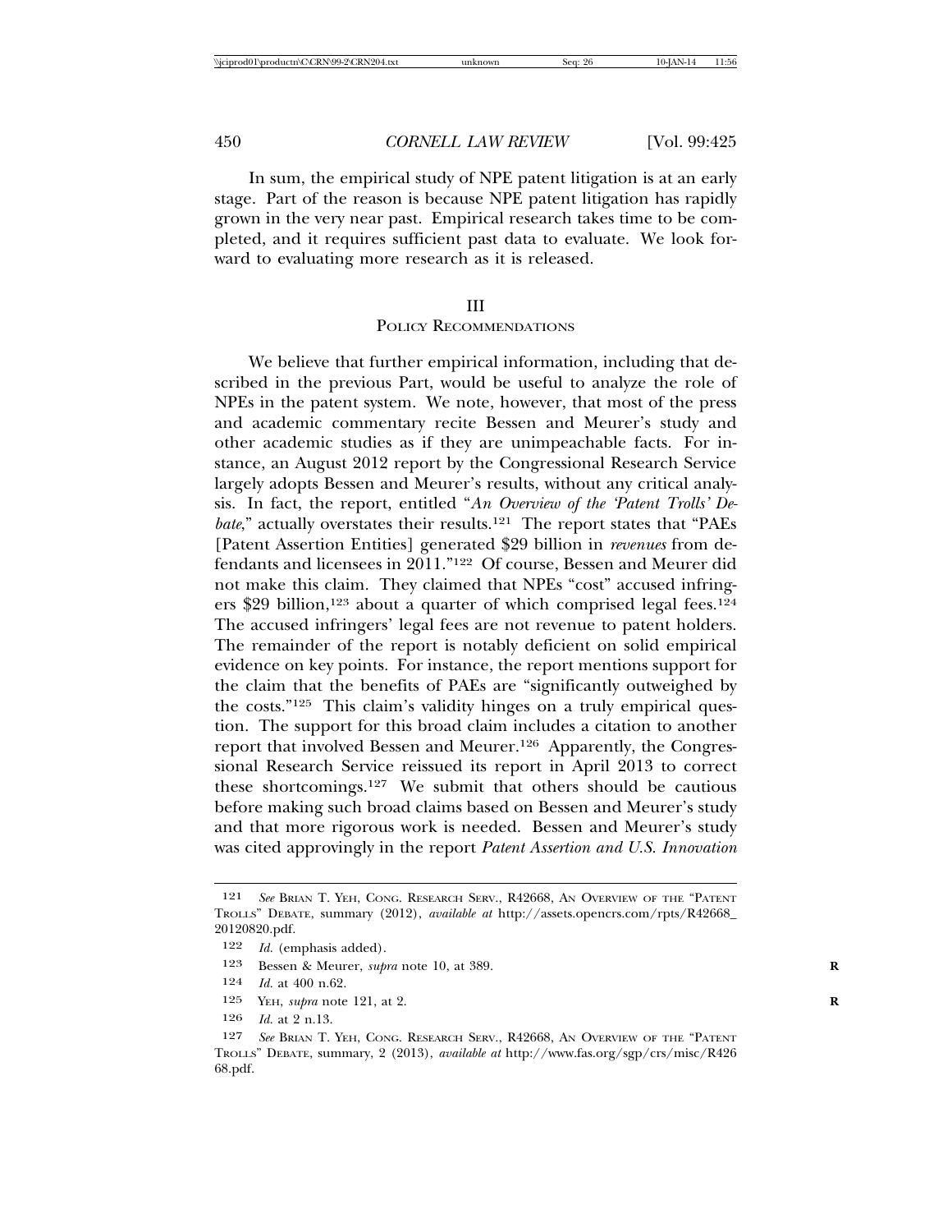In sum, the empirical study of NPE patent litigation is at an early stage. Part of the reason is because NPE patent litigation has rapidly grown in the very near past. Empirical research takes time to be completed, and it requires sufficient past data to evaluate. We look forward to evaluating more research as it is released.

## III
## Policy Recommendations

We believe that further empirical information, including that described in the previous Part, would be useful to analyze the role of NPEs in the patent system. We note, however, that most of the press and academic commentary recite Bessen and Meurer's study and other academic studies as if they are unimpeachable facts. For instance, an August 2012 report by the Congressional Research Service largely adopts Bessen and Meurer's results, without any critical analysis. In fact, the report, entitled "*An Overview of the 'Patent Trolls' Debate*," actually overstates their results.[121] The report states that "PAEs [Patent Assertion Entities] generated $29 billion in *revenues* from defendants and licensees in 2011."[122] Of course, Bessen and Meurer did not make this claim. They claimed that NPEs "cost" accused infringers $29 billion,[123] about a quarter of which comprised legal fees.[124] The accused infringers' legal fees are not revenue to patent holders. The remainder of the report is notably deficient on solid empirical evidence on key points. For instance, the report mentions support for the claim that the benefits of PAEs are "significantly outweighed by the costs."[125] This claim's validity hinges on a truly empirical question. The support for this broad claim includes a citation to another report that involved Bessen and Meurer.[126] Apparently, the Congressional Research Service reissued its report in April 2013 to correct these shortcomings.[127] We submit that others should be cautious before making such broad claims based on Bessen and Meurer's study and that more rigorous work is needed. Bessen and Meurer's study was cited approvingly in the report *Patent Assertion and U.S. Innovation*

---

121 *See* Brian T. Yeh, Cong. Research Serv., R42668, An Overview of the "Patent Trolls" Debate, summary (2012), *available at* http://assets.opencrs.com/rpts/R42668_20120820.pdf.

122 *Id.* (emphasis added).

123 Bessen & Meurer, *supra* note 10, at 389.

124 *Id.* at 400 n.62.

125 Yeh, *supra* note 121, at 2.

126 *Id.* at 2 n.13.

127 *See* Brian T. Yeh, Cong. Research Serv., R42668, An Overview of the "Patent Trolls" Debate, summary, 2 (2013), *available at* http://www.fas.org/sgp/crs/misc/R42668.pdf.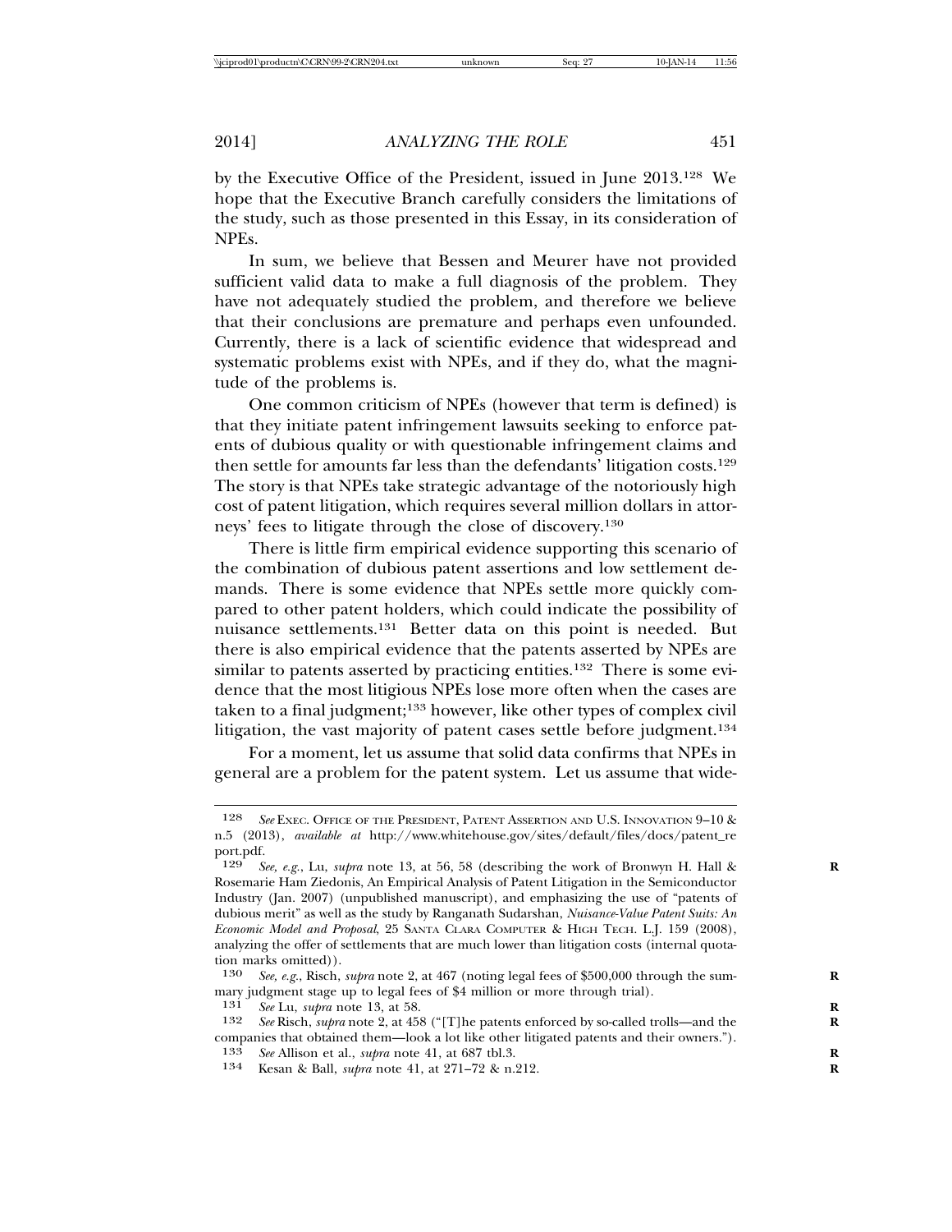by the Executive Office of the President, issued in June 2013.[128] We hope that the Executive Branch carefully considers the limitations of the study, such as those presented in this Essay, in its consideration of NPEs.

In sum, we believe that Bessen and Meurer have not provided sufficient valid data to make a full diagnosis of the problem. They have not adequately studied the problem, and therefore we believe that their conclusions are premature and perhaps even unfounded. Currently, there is a lack of scientific evidence that widespread and systematic problems exist with NPEs, and if they do, what the magnitude of the problems is.

One common criticism of NPEs (however that term is defined) is that they initiate patent infringement lawsuits seeking to enforce patents of dubious quality or with questionable infringement claims and then settle for amounts far less than the defendants' litigation costs.[129] The story is that NPEs take strategic advantage of the notoriously high cost of patent litigation, which requires several million dollars in attorneys' fees to litigate through the close of discovery.[130]

There is little firm empirical evidence supporting this scenario of the combination of dubious patent assertions and low settlement demands. There is some evidence that NPEs settle more quickly compared to other patent holders, which could indicate the possibility of nuisance settlements.[131] Better data on this point is needed. But there is also empirical evidence that the patents asserted by NPEs are similar to patents asserted by practicing entities.[132] There is some evidence that the most litigious NPEs lose more often when the cases are taken to a final judgment;[133] however, like other types of complex civil litigation, the vast majority of patent cases settle before judgment.[134]

For a moment, let us assume that solid data confirms that NPEs in general are a problem for the patent system. Let us assume that wide-

---

128 *See* Exec. Office of the President, Patent Assertion and U.S. Innovation 9–10 & n.5 (2013), *available at* http://www.whitehouse.gov/sites/default/files/docs/patent_report.pdf.

129 *See, e.g.*, Lu, *supra* note 13, at 56, 58 (describing the work of Bronwyn H. Hall & Rosemarie Ham Ziedonis, An Empirical Analysis of Patent Litigation in the Semiconductor Industry (Jan. 2007) (unpublished manuscript), and emphasizing the use of "patents of dubious merit" as well as the study by Ranganath Sudarshan, *Nuisance-Value Patent Suits: An Economic Model and Proposal*, 25 Santa Clara Computer & High Tech. L.J. 159 (2008), analyzing the offer of settlements that are much lower than litigation costs (internal quotation marks omitted)).

130 *See, e.g.*, Risch, *supra* note 2, at 467 (noting legal fees of $500,000 through the summary judgment stage up to legal fees of $4 million or more through trial).

131 *See* Lu, *supra* note 13, at 58.

132 *See* Risch, *supra* note 2, at 458 ("[T]he patents enforced by so-called trolls—and the companies that obtained them—look a lot like other litigated patents and their owners.").

133 *See* Allison et al., *supra* note 41, at 687 tbl.3.

134 Kesan & Ball, *supra* note 41, at 271–72 & n.212.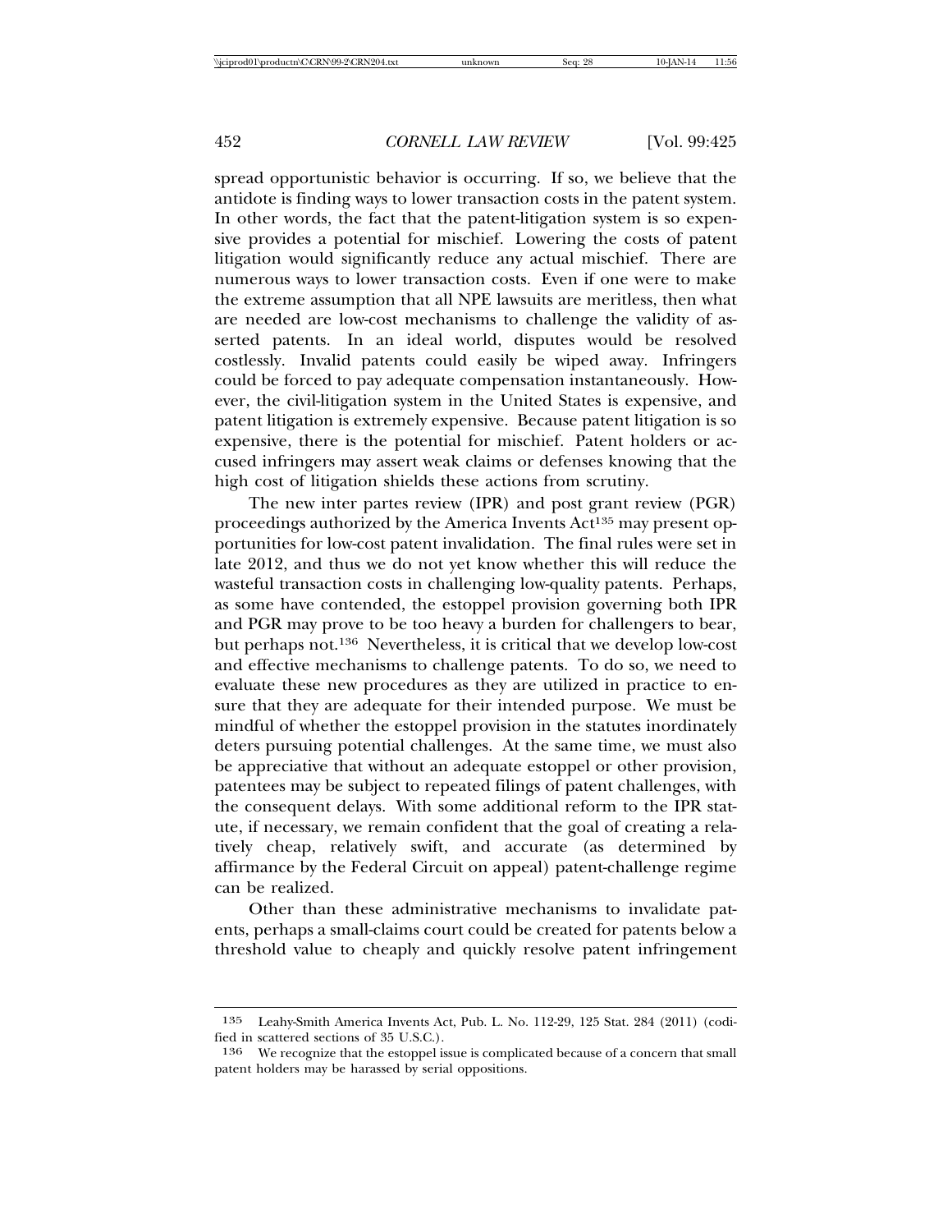spread opportunistic behavior is occurring. If so, we believe that the antidote is finding ways to lower transaction costs in the patent system. In other words, the fact that the patent-litigation system is so expensive provides a potential for mischief. Lowering the costs of patent litigation would significantly reduce any actual mischief. There are numerous ways to lower transaction costs. Even if one were to make the extreme assumption that all NPE lawsuits are meritless, then what are needed are low-cost mechanisms to challenge the validity of asserted patents. In an ideal world, disputes would be resolved costlessly. Invalid patents could easily be wiped away. Infringers could be forced to pay adequate compensation instantaneously. However, the civil-litigation system in the United States is expensive, and patent litigation is extremely expensive. Because patent litigation is so expensive, there is the potential for mischief. Patent holders or accused infringers may assert weak claims or defenses knowing that the high cost of litigation shields these actions from scrutiny.

The new inter partes review (IPR) and post grant review (PGR) proceedings authorized by the America Invents Act[135] may present opportunities for low-cost patent invalidation. The final rules were set in late 2012, and thus we do not yet know whether this will reduce the wasteful transaction costs in challenging low-quality patents. Perhaps, as some have contended, the estoppel provision governing both IPR and PGR may prove to be too heavy a burden for challengers to bear, but perhaps not.[136] Nevertheless, it is critical that we develop low-cost and effective mechanisms to challenge patents. To do so, we need to evaluate these new procedures as they are utilized in practice to ensure that they are adequate for their intended purpose. We must be mindful of whether the estoppel provision in the statutes inordinately deters pursuing potential challenges. At the same time, we must also be appreciative that without an adequate estoppel or other provision, patentees may be subject to repeated filings of patent challenges, with the consequent delays. With some additional reform to the IPR statute, if necessary, we remain confident that the goal of creating a relatively cheap, relatively swift, and accurate (as determined by affirmance by the Federal Circuit on appeal) patent-challenge regime can be realized.

Other than these administrative mechanisms to invalidate patents, perhaps a small-claims court could be created for patents below a threshold value to cheaply and quickly resolve patent infringement

---

135 Leahy-Smith America Invents Act, Pub. L. No. 112-29, 125 Stat. 284 (2011) (codified in scattered sections of 35 U.S.C.).

136 We recognize that the estoppel issue is complicated because of a concern that small patent holders may be harassed by serial oppositions.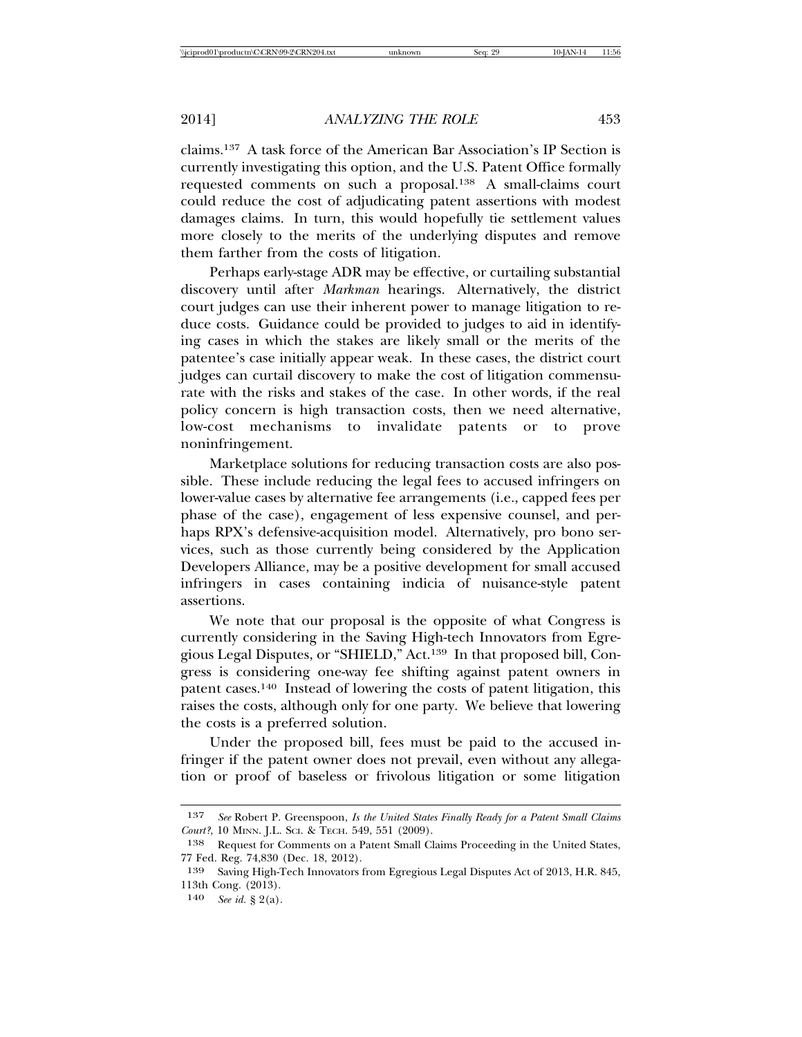claims.[137] A task force of the American Bar Association's IP Section is currently investigating this option, and the U.S. Patent Office formally requested comments on such a proposal.[138] A small-claims court could reduce the cost of adjudicating patent assertions with modest damages claims. In turn, this would hopefully tie settlement values more closely to the merits of the underlying disputes and remove them farther from the costs of litigation.

Perhaps early-stage ADR may be effective, or curtailing substantial discovery until after *Markman* hearings. Alternatively, the district court judges can use their inherent power to manage litigation to reduce costs. Guidance could be provided to judges to aid in identifying cases in which the stakes are likely small or the merits of the patentee's case initially appear weak. In these cases, the district court judges can curtail discovery to make the cost of litigation commensurate with the risks and stakes of the case. In other words, if the real policy concern is high transaction costs, then we need alternative, low-cost mechanisms to invalidate patents or to prove noninfringement.

Marketplace solutions for reducing transaction costs are also possible. These include reducing the legal fees to accused infringers on lower-value cases by alternative fee arrangements (i.e., capped fees per phase of the case), engagement of less expensive counsel, and perhaps RPX's defensive-acquisition model. Alternatively, pro bono services, such as those currently being considered by the Application Developers Alliance, may be a positive development for small accused infringers in cases containing indicia of nuisance-style patent assertions.

We note that our proposal is the opposite of what Congress is currently considering in the Saving High-tech Innovators from Egregious Legal Disputes, or "SHIELD," Act.[139] In that proposed bill, Congress is considering one-way fee shifting against patent owners in patent cases.[140] Instead of lowering the costs of patent litigation, this raises the costs, although only for one party. We believe that lowering the costs is a preferred solution.

Under the proposed bill, fees must be paid to the accused infringer if the patent owner does not prevail, even without any allegation or proof of baseless or frivolous litigation or some litigation

---

137 *See* Robert P. Greenspoon, *Is the United States Finally Ready for a Patent Small Claims Court?*, 10 MINN. J.L. SCI. & TECH. 549, 551 (2009).

138 Request for Comments on a Patent Small Claims Proceeding in the United States, 77 Fed. Reg. 74,830 (Dec. 18, 2012).

139 Saving High-Tech Innovators from Egregious Legal Disputes Act of 2013, H.R. 845, 113th Cong. (2013).

140 *See id.* § 2(a).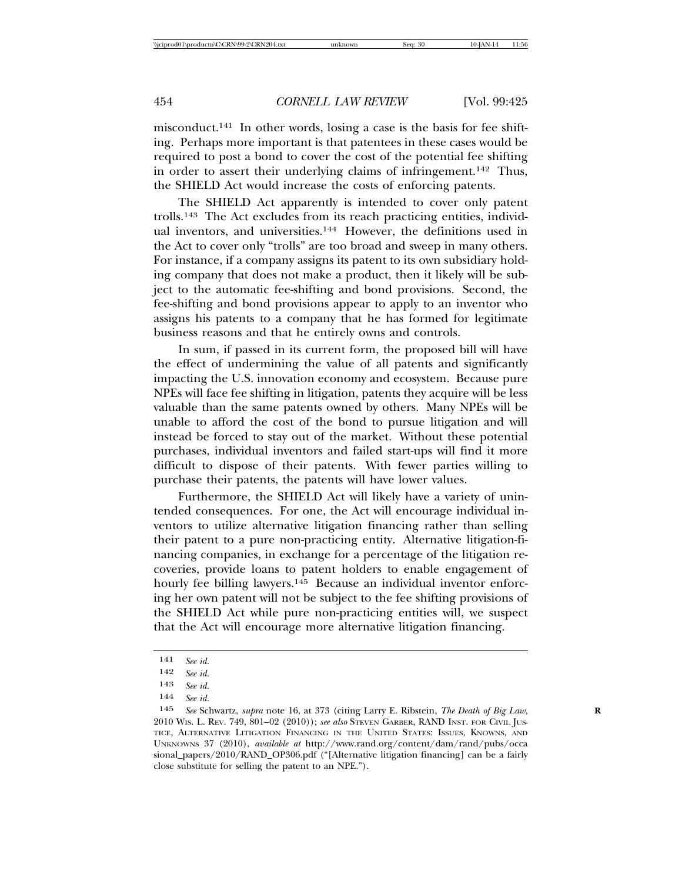misconduct.[141] In other words, losing a case is the basis for fee shifting. Perhaps more important is that patentees in these cases would be required to post a bond to cover the cost of the potential fee shifting in order to assert their underlying claims of infringement.[142] Thus, the SHIELD Act would increase the costs of enforcing patents.

The SHIELD Act apparently is intended to cover only patent trolls.[143] The Act excludes from its reach practicing entities, individual inventors, and universities.[144] However, the definitions used in the Act to cover only "trolls" are too broad and sweep in many others. For instance, if a company assigns its patent to its own subsidiary holding company that does not make a product, then it likely will be subject to the automatic fee-shifting and bond provisions. Second, the fee-shifting and bond provisions appear to apply to an inventor who assigns his patents to a company that he has formed for legitimate business reasons and that he entirely owns and controls.

In sum, if passed in its current form, the proposed bill will have the effect of undermining the value of all patents and significantly impacting the U.S. innovation economy and ecosystem. Because pure NPEs will face fee shifting in litigation, patents they acquire will be less valuable than the same patents owned by others. Many NPEs will be unable to afford the cost of the bond to pursue litigation and will instead be forced to stay out of the market. Without these potential purchases, individual inventors and failed start-ups will find it more difficult to dispose of their patents. With fewer parties willing to purchase their patents, the patents will have lower values.

Furthermore, the SHIELD Act will likely have a variety of unintended consequences. For one, the Act will encourage individual inventors to utilize alternative litigation financing rather than selling their patent to a pure non-practicing entity. Alternative litigation-financing companies, in exchange for a percentage of the litigation recoveries, provide loans to patent holders to enable engagement of hourly fee billing lawyers.[145] Because an individual inventor enforcing her own patent will not be subject to the fee shifting provisions of the SHIELD Act while pure non-practicing entities will, we suspect that the Act will encourage more alternative litigation financing.

---

141 *See id.*

142 *See id.*

143 *See id.*

144 *See id.*

145 *See* Schwartz, *supra* note 16, at 373 (citing Larry E. Ribstein, *The Death of Big Law*, 2010 WIS. L. REV. 749, 801–02 (2010)); *see also* STEVEN GARBER, RAND INST. FOR CIVIL JUSTICE, ALTERNATIVE LITIGATION FINANCING IN THE UNITED STATES: ISSUES, KNOWNS, AND UNKNOWNS 37 (2010), *available at* http://www.rand.org/content/dam/rand/pubs/occasional_papers/2010/RAND_OP306.pdf ("[Alternative litigation financing] can be a fairly close substitute for selling the patent to an NPE.").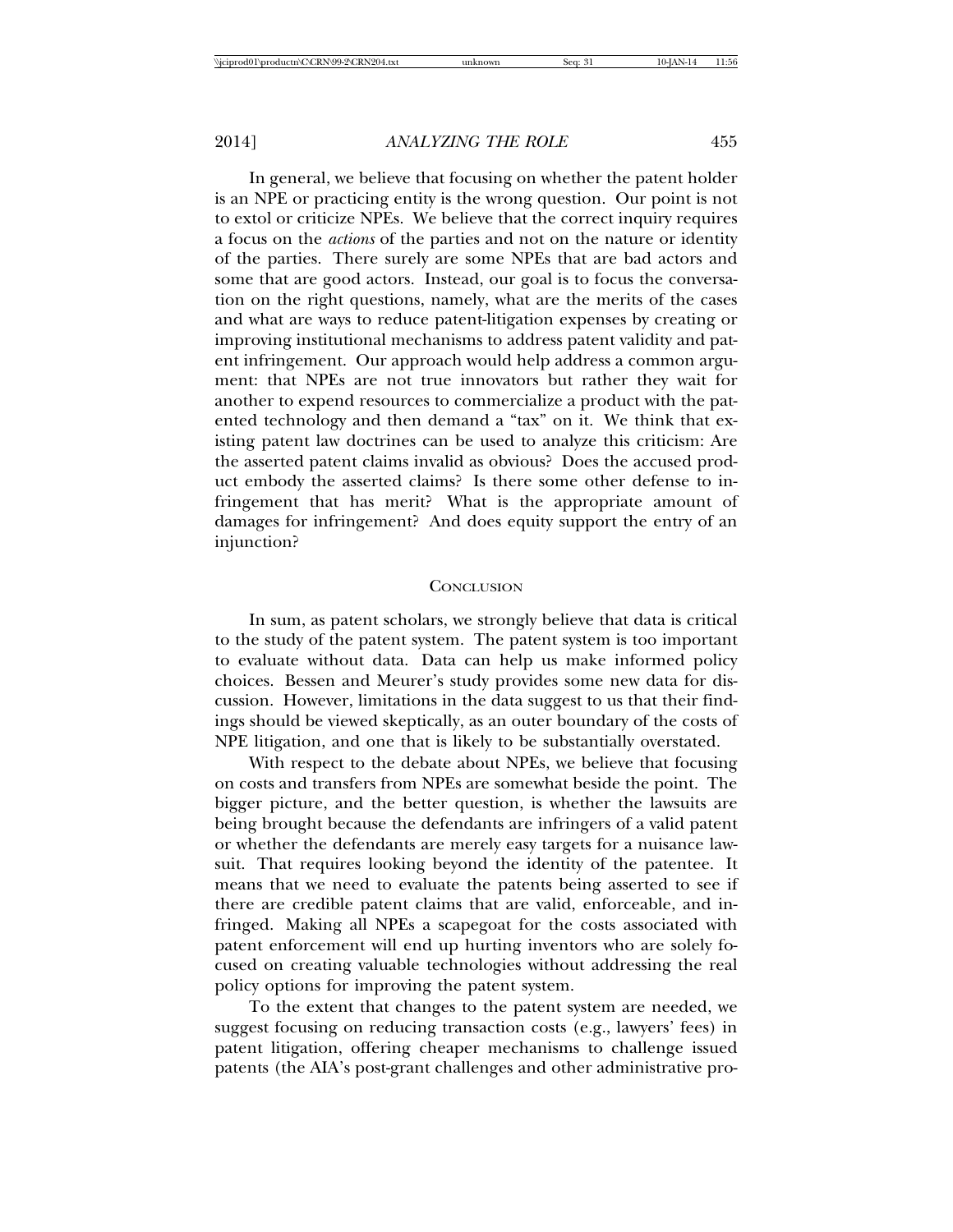In general, we believe that focusing on whether the patent holder is an NPE or practicing entity is the wrong question. Our point is not to extol or criticize NPEs. We believe that the correct inquiry requires a focus on the *actions* of the parties and not on the nature or identity of the parties. There surely are some NPEs that are bad actors and some that are good actors. Instead, our goal is to focus the conversation on the right questions, namely, what are the merits of the cases and what are ways to reduce patent-litigation expenses by creating or improving institutional mechanisms to address patent validity and patent infringement. Our approach would help address a common argument: that NPEs are not true innovators but rather they wait for another to expend resources to commercialize a product with the patented technology and then demand a "tax" on it. We think that existing patent law doctrines can be used to analyze this criticism: Are the asserted patent claims invalid as obvious? Does the accused product embody the asserted claims? Is there some other defense to infringement that has merit? What is the appropriate amount of damages for infringement? And does equity support the entry of an injunction?

## Conclusion

In sum, as patent scholars, we strongly believe that data is critical to the study of the patent system. The patent system is too important to evaluate without data. Data can help us make informed policy choices. Bessen and Meurer's study provides some new data for discussion. However, limitations in the data suggest to us that their findings should be viewed skeptically, as an outer boundary of the costs of NPE litigation, and one that is likely to be substantially overstated.

With respect to the debate about NPEs, we believe that focusing on costs and transfers from NPEs are somewhat beside the point. The bigger picture, and the better question, is whether the lawsuits are being brought because the defendants are infringers of a valid patent or whether the defendants are merely easy targets for a nuisance lawsuit. That requires looking beyond the identity of the patentee. It means that we need to evaluate the patents being asserted to see if there are credible patent claims that are valid, enforceable, and infringed. Making all NPEs a scapegoat for the costs associated with patent enforcement will end up hurting inventors who are solely focused on creating valuable technologies without addressing the real policy options for improving the patent system.

To the extent that changes to the patent system are needed, we suggest focusing on reducing transaction costs (e.g., lawyers' fees) in patent litigation, offering cheaper mechanisms to challenge issued patents (the AIA's post-grant challenges and other administrative pro-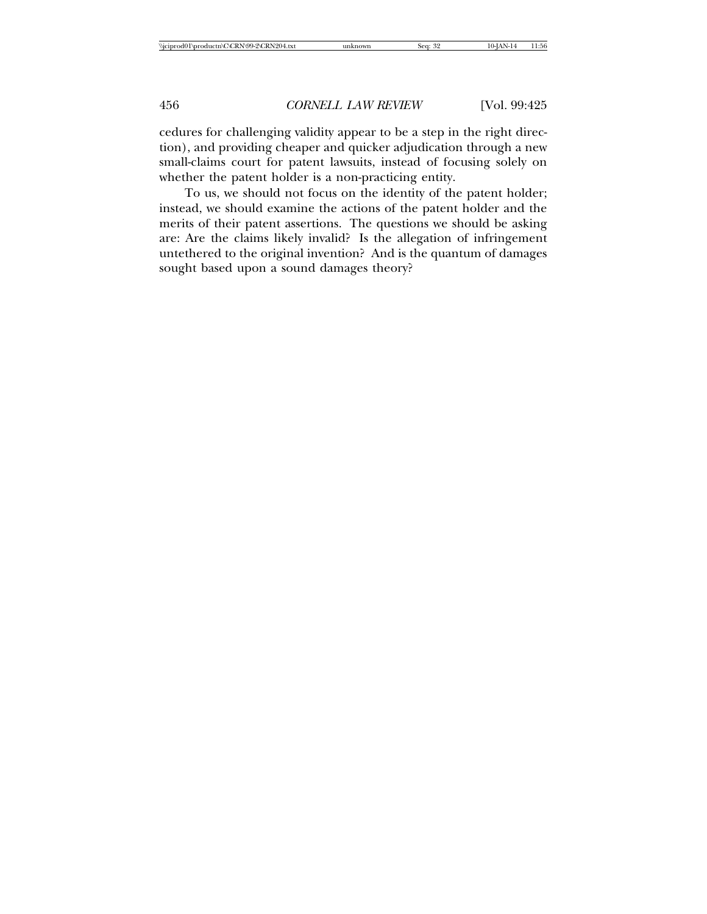cedures for challenging validity appear to be a step in the right direction), and providing cheaper and quicker adjudication through a new small-claims court for patent lawsuits, instead of focusing solely on whether the patent holder is a non-practicing entity.

To us, we should not focus on the identity of the patent holder; instead, we should examine the actions of the patent holder and the merits of their patent assertions. The questions we should be asking are: Are the claims likely invalid? Is the allegation of infringement untethered to the original invention? And is the quantum of damages sought based upon a sound damages theory?